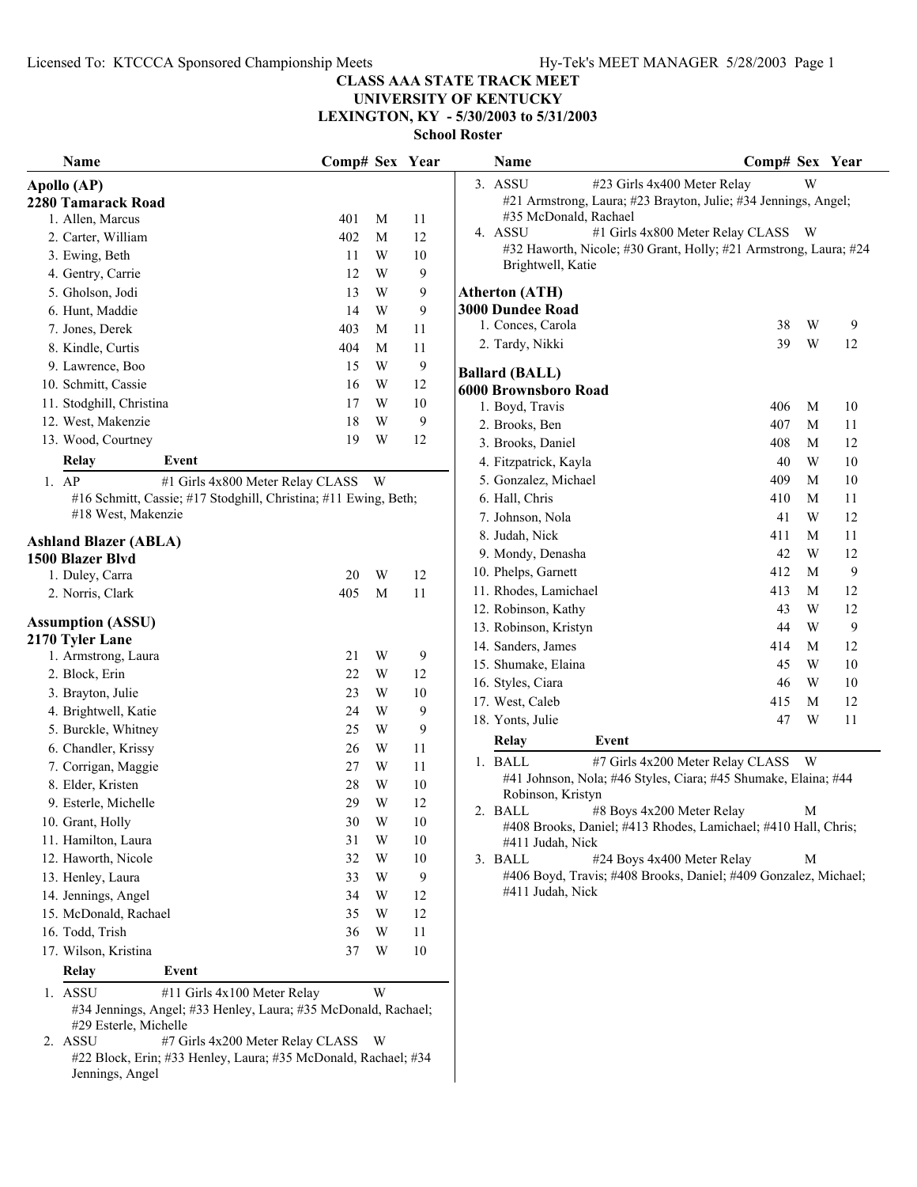# CLASS AAA STATE TRACK MEET
## UNIVERSITY OF KENTUCKY
### LEXINGTON, KY - 5/30/2003 to 5/31/2003
### School Roster

## Apollo (AP)
**2280 Tamarack Road**

| Name | Comp# | Sex | Year |
|---|---|---|---|
| 1. Allen, Marcus | 401 | M | 11 |
| 2. Carter, William | 402 | M | 12 |
| 3. Ewing, Beth | 11 | W | 10 |
| 4. Gentry, Carrie | 12 | W | 9 |
| 5. Gholson, Jodi | 13 | W | 9 |
| 6. Hunt, Maddie | 14 | W | 9 |
| 7. Jones, Derek | 403 | M | 11 |
| 8. Kindle, Curtis | 404 | M | 11 |
| 9. Lawrence, Boo | 15 | W | 9 |
| 10. Schmitt, Cassie | 16 | W | 12 |
| 11. Stodghill, Christina | 17 | W | 10 |
| 12. West, Makenzie | 18 | W | 9 |
| 13. Wood, Courtney | 19 | W | 12 |

**Relay — Event**

1. AP — #1 Girls 4x800 Meter Relay CLASS — W
   #16 Schmitt, Cassie; #17 Stodghill, Christina; #11 Ewing, Beth; #18 West, Makenzie

## Ashland Blazer (ABLA)
**1500 Blazer Blvd**

| Name | Comp# | Sex | Year |
|---|---|---|---|
| 1. Duley, Carra | 20 | W | 12 |
| 2. Norris, Clark | 405 | M | 11 |

## Assumption (ASSU)
**2170 Tyler Lane**

| Name | Comp# | Sex | Year |
|---|---|---|---|
| 1. Armstrong, Laura | 21 | W | 9 |
| 2. Block, Erin | 22 | W | 12 |
| 3. Brayton, Julie | 23 | W | 10 |
| 4. Brightwell, Katie | 24 | W | 9 |
| 5. Burckle, Whitney | 25 | W | 9 |
| 6. Chandler, Krissy | 26 | W | 11 |
| 7. Corrigan, Maggie | 27 | W | 11 |
| 8. Elder, Kristen | 28 | W | 10 |
| 9. Esterle, Michelle | 29 | W | 12 |
| 10. Grant, Holly | 30 | W | 10 |
| 11. Hamilton, Laura | 31 | W | 10 |
| 12. Haworth, Nicole | 32 | W | 10 |
| 13. Henley, Laura | 33 | W | 9 |
| 14. Jennings, Angel | 34 | W | 12 |
| 15. McDonald, Rachael | 35 | W | 12 |
| 16. Todd, Trish | 36 | W | 11 |
| 17. Wilson, Kristina | 37 | W | 10 |

**Relay — Event**

1. ASSU — #11 Girls 4x100 Meter Relay — W
   #34 Jennings, Angel; #33 Henley, Laura; #35 McDonald, Rachael; #29 Esterle, Michelle
2. ASSU — #7 Girls 4x200 Meter Relay CLASS — W
   #22 Block, Erin; #33 Henley, Laura; #35 McDonald, Rachael; #34 Jennings, Angel
3. ASSU — #23 Girls 4x400 Meter Relay — W
   #21 Armstrong, Laura; #23 Brayton, Julie; #34 Jennings, Angel; #35 McDonald, Rachael
4. ASSU — #1 Girls 4x800 Meter Relay CLASS — W
   #32 Haworth, Nicole; #30 Grant, Holly; #21 Armstrong, Laura; #24 Brightwell, Katie

## Atherton (ATH)
**3000 Dundee Road**

| Name | Comp# | Sex | Year |
|---|---|---|---|
| 1. Conces, Carola | 38 | W | 9 |
| 2. Tardy, Nikki | 39 | W | 12 |

## Ballard (BALL)
**6000 Brownsboro Road**

| Name | Comp# | Sex | Year |
|---|---|---|---|
| 1. Boyd, Travis | 406 | M | 10 |
| 2. Brooks, Ben | 407 | M | 11 |
| 3. Brooks, Daniel | 408 | M | 12 |
| 4. Fitzpatrick, Kayla | 40 | W | 10 |
| 5. Gonzalez, Michael | 409 | M | 10 |
| 6. Hall, Chris | 410 | M | 11 |
| 7. Johnson, Nola | 41 | W | 12 |
| 8. Judah, Nick | 411 | M | 11 |
| 9. Mondy, Denasha | 42 | W | 12 |
| 10. Phelps, Garnett | 412 | M | 9 |
| 11. Rhodes, Lamichael | 413 | M | 12 |
| 12. Robinson, Kathy | 43 | W | 12 |
| 13. Robinson, Kristyn | 44 | W | 9 |
| 14. Sanders, James | 414 | M | 12 |
| 15. Shumake, Elaina | 45 | W | 10 |
| 16. Styles, Ciara | 46 | W | 10 |
| 17. West, Caleb | 415 | M | 12 |
| 18. Yonts, Julie | 47 | W | 11 |

**Relay — Event**

1. BALL — #7 Girls 4x200 Meter Relay CLASS — W
   #41 Johnson, Nola; #46 Styles, Ciara; #45 Shumake, Elaina; #44 Robinson, Kristyn
2. BALL — #8 Boys 4x200 Meter Relay — M
   #408 Brooks, Daniel; #413 Rhodes, Lamichael; #410 Hall, Chris; #411 Judah, Nick
3. BALL — #24 Boys 4x400 Meter Relay — M
   #406 Boyd, Travis; #408 Brooks, Daniel; #409 Gonzalez, Michael; #411 Judah, Nick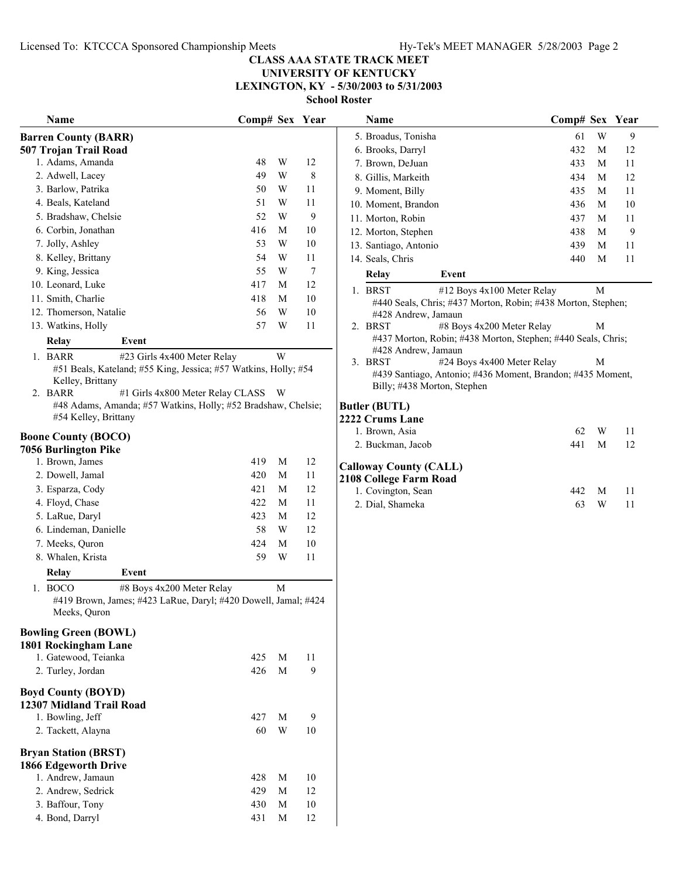# CLASS AAA STATE TRACK MEET
## UNIVERSITY OF KENTUCKY
## LEXINGTON, KY - 5/30/2003 to 5/31/2003
### School Roster

| Name | Comp# | Sex | Year |
|---|---|---|---|
| **Barren County (BARR)** | | | |
| **507 Trojan Trail Road** | | | |
| 1. Adams, Amanda | 48 | W | 12 |
| 2. Adwell, Lacey | 49 | W | 8 |
| 3. Barlow, Patrika | 50 | W | 11 |
| 4. Beals, Kateland | 51 | W | 11 |
| 5. Bradshaw, Chelsie | 52 | W | 9 |
| 6. Corbin, Jonathan | 416 | M | 10 |
| 7. Jolly, Ashley | 53 | W | 10 |
| 8. Kelley, Brittany | 54 | W | 11 |
| 9. King, Jessica | 55 | W | 7 |
| 10. Leonard, Luke | 417 | M | 12 |
| 11. Smith, Charlie | 418 | M | 10 |
| 12. Thomerson, Natalie | 56 | W | 10 |
| 13. Watkins, Holly | 57 | W | 11 |

| Relay | Event | |
|---|---|---|
| 1. BARR | #23 Girls 4x400 Meter Relay | W |
| | #51 Beals, Kateland; #55 King, Jessica; #57 Watkins, Holly; #54 Kelley, Brittany | |
| 2. BARR | #1 Girls 4x800 Meter Relay CLASS | W |
| | #48 Adams, Amanda; #57 Watkins, Holly; #52 Bradshaw, Chelsie; #54 Kelley, Brittany | |

| Name | Comp# | Sex | Year |
|---|---|---|---|
| **Boone County (BOCO)** | | | |
| **7056 Burlington Pike** | | | |
| 1. Brown, James | 419 | M | 12 |
| 2. Dowell, Jamal | 420 | M | 11 |
| 3. Esparza, Cody | 421 | M | 12 |
| 4. Floyd, Chase | 422 | M | 11 |
| 5. LaRue, Daryl | 423 | M | 12 |
| 6. Lindeman, Danielle | 58 | W | 12 |
| 7. Meeks, Quron | 424 | M | 10 |
| 8. Whalen, Krista | 59 | W | 11 |

| Relay | Event | |
|---|---|---|
| 1. BOCO | #8 Boys 4x200 Meter Relay | M |
| | #419 Brown, James; #423 LaRue, Daryl; #420 Dowell, Jamal; #424 Meeks, Quron | |

| Name | Comp# | Sex | Year |
|---|---|---|---|
| **Bowling Green (BOWL)** | | | |
| **1801 Rockingham Lane** | | | |
| 1. Gatewood, Teianka | 425 | M | 11 |
| 2. Turley, Jordan | 426 | M | 9 |
| **Boyd County (BOYD)** | | | |
| **12307 Midland Trail Road** | | | |
| 1. Bowling, Jeff | 427 | M | 9 |
| 2. Tackett, Alayna | 60 | W | 10 |
| **Bryan Station (BRST)** | | | |
| **1866 Edgeworth Drive** | | | |
| 1. Andrew, Jamaun | 428 | M | 10 |
| 2. Andrew, Sedrick | 429 | M | 12 |
| 3. Baffour, Tony | 430 | M | 10 |
| 4. Bond, Darryl | 431 | M | 12 |
| 5. Broadus, Tonisha | 61 | W | 9 |
| 6. Brooks, Darryl | 432 | M | 12 |
| 7. Brown, DeJuan | 433 | M | 11 |
| 8. Gillis, Markeith | 434 | M | 12 |
| 9. Moment, Billy | 435 | M | 11 |
| 10. Moment, Brandon | 436 | M | 10 |
| 11. Morton, Robin | 437 | M | 11 |
| 12. Morton, Stephen | 438 | M | 9 |
| 13. Santiago, Antonio | 439 | M | 11 |
| 14. Seals, Chris | 440 | M | 11 |

| Relay | Event | |
|---|---|---|
| 1. BRST | #12 Boys 4x100 Meter Relay | M |
| | #440 Seals, Chris; #437 Morton, Robin; #438 Morton, Stephen; #428 Andrew, Jamaun | |
| 2. BRST | #8 Boys 4x200 Meter Relay | M |
| | #437 Morton, Robin; #438 Morton, Stephen; #440 Seals, Chris; #428 Andrew, Jamaun | |
| 3. BRST | #24 Boys 4x400 Meter Relay | M |
| | #439 Santiago, Antonio; #436 Moment, Brandon; #435 Moment, Billy; #438 Morton, Stephen | |

| Name | Comp# | Sex | Year |
|---|---|---|---|
| **Butler (BUTL)** | | | |
| **2222 Crums Lane** | | | |
| 1. Brown, Asia | 62 | W | 11 |
| 2. Buckman, Jacob | 441 | M | 12 |
| **Calloway County (CALL)** | | | |
| **2108 College Farm Road** | | | |
| 1. Covington, Sean | 442 | M | 11 |
| 2. Dial, Shameka | 63 | W | 11 |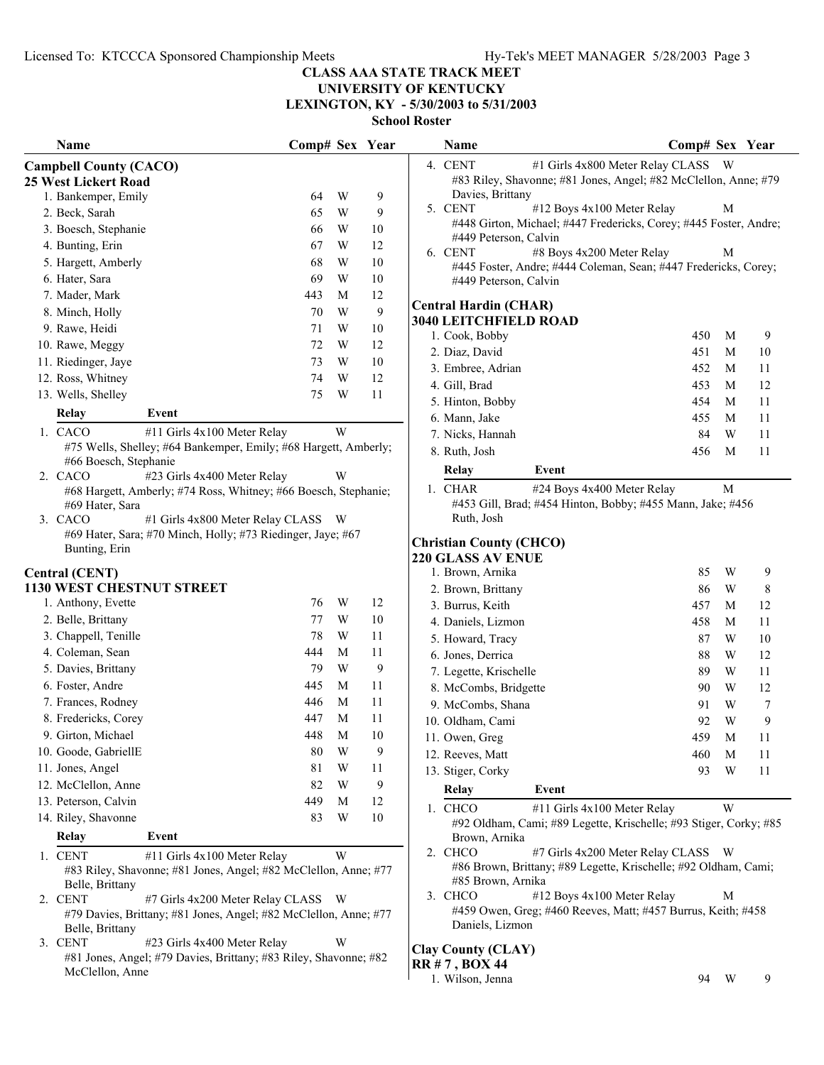# CLASS AAA STATE TRACK MEET
## UNIVERSITY OF KENTUCKY
## LEXINGTON, KY - 5/30/2003 to 5/31/2003
### School Roster

### Campbell County (CACO)
**25 West Lickert Road**

| Name | Comp# | Sex | Year |
|---|---|---|---|
| 1. Bankemper, Emily | 64 | W | 9 |
| 2. Beck, Sarah | 65 | W | 9 |
| 3. Boesch, Stephanie | 66 | W | 10 |
| 4. Bunting, Erin | 67 | W | 12 |
| 5. Hargett, Amberly | 68 | W | 10 |
| 6. Hater, Sara | 69 | W | 10 |
| 7. Mader, Mark | 443 | M | 12 |
| 8. Minch, Holly | 70 | W | 9 |
| 9. Rawe, Heidi | 71 | W | 10 |
| 10. Rawe, Meggy | 72 | W | 12 |
| 11. Riedinger, Jaye | 73 | W | 10 |
| 12. Ross, Whitney | 74 | W | 12 |
| 13. Wells, Shelley | 75 | W | 11 |

| Relay | Event | Sex |
|---|---|---|
| 1. CACO | #11 Girls 4x100 Meter Relay | W |
| | #75 Wells, Shelley; #64 Bankemper, Emily; #68 Hargett, Amberly; #66 Boesch, Stephanie | |
| 2. CACO | #23 Girls 4x400 Meter Relay | W |
| | #68 Hargett, Amberly; #74 Ross, Whitney; #66 Boesch, Stephanie; #69 Hater, Sara | |
| 3. CACO | #1 Girls 4x800 Meter Relay CLASS | W |
| | #69 Hater, Sara; #70 Minch, Holly; #73 Riedinger, Jaye; #67 Bunting, Erin | |

### Central (CENT)
**1130 WEST CHESTNUT STREET**

| Name | Comp# | Sex | Year |
|---|---|---|---|
| 1. Anthony, Evette | 76 | W | 12 |
| 2. Belle, Brittany | 77 | W | 10 |
| 3. Chappell, Tenille | 78 | W | 11 |
| 4. Coleman, Sean | 444 | M | 11 |
| 5. Davies, Brittany | 79 | W | 9 |
| 6. Foster, Andre | 445 | M | 11 |
| 7. Frances, Rodney | 446 | M | 11 |
| 8. Fredericks, Corey | 447 | M | 11 |
| 9. Girton, Michael | 448 | M | 10 |
| 10. Goode, GabriellE | 80 | W | 9 |
| 11. Jones, Angel | 81 | W | 11 |
| 12. McClellon, Anne | 82 | W | 9 |
| 13. Peterson, Calvin | 449 | M | 12 |
| 14. Riley, Shavonne | 83 | W | 10 |

| Relay | Event | Sex |
|---|---|---|
| 1. CENT | #11 Girls 4x100 Meter Relay | W |
| | #83 Riley, Shavonne; #81 Jones, Angel; #82 McClellon, Anne; #77 Belle, Brittany | |
| 2. CENT | #7 Girls 4x200 Meter Relay CLASS | W |
| | #79 Davies, Brittany; #81 Jones, Angel; #82 McClellon, Anne; #77 Belle, Brittany | |
| 3. CENT | #23 Girls 4x400 Meter Relay | W |
| | #81 Jones, Angel; #79 Davies, Brittany; #83 Riley, Shavonne; #82 McClellon, Anne | |
| 4. CENT | #1 Girls 4x800 Meter Relay CLASS | W |
| | #83 Riley, Shavonne; #81 Jones, Angel; #82 McClellon, Anne; #79 Davies, Brittany | |
| 5. CENT | #12 Boys 4x100 Meter Relay | M |
| | #448 Girton, Michael; #447 Fredericks, Corey; #445 Foster, Andre; #449 Peterson, Calvin | |
| 6. CENT | #8 Boys 4x200 Meter Relay | M |
| | #445 Foster, Andre; #444 Coleman, Sean; #447 Fredericks, Corey; #449 Peterson, Calvin | |

### Central Hardin (CHAR)
**3040 LEITCHFIELD ROAD**

| Name | Comp# | Sex | Year |
|---|---|---|---|
| 1. Cook, Bobby | 450 | M | 9 |
| 2. Diaz, David | 451 | M | 10 |
| 3. Embree, Adrian | 452 | M | 11 |
| 4. Gill, Brad | 453 | M | 12 |
| 5. Hinton, Bobby | 454 | M | 11 |
| 6. Mann, Jake | 455 | M | 11 |
| 7. Nicks, Hannah | 84 | W | 11 |
| 8. Ruth, Josh | 456 | M | 11 |

| Relay | Event | Sex |
|---|---|---|
| 1. CHAR | #24 Boys 4x400 Meter Relay | M |
| | #453 Gill, Brad; #454 Hinton, Bobby; #455 Mann, Jake; #456 Ruth, Josh | |

### Christian County (CHCO)
**220 GLASS AV ENUE**

| Name | Comp# | Sex | Year |
|---|---|---|---|
| 1. Brown, Arnika | 85 | W | 9 |
| 2. Brown, Brittany | 86 | W | 8 |
| 3. Burrus, Keith | 457 | M | 12 |
| 4. Daniels, Lizmon | 458 | M | 11 |
| 5. Howard, Tracy | 87 | W | 10 |
| 6. Jones, Derrica | 88 | W | 12 |
| 7. Legette, Krischelle | 89 | W | 11 |
| 8. McCombs, Bridgette | 90 | W | 12 |
| 9. McCombs, Shana | 91 | W | 7 |
| 10. Oldham, Cami | 92 | W | 9 |
| 11. Owen, Greg | 459 | M | 11 |
| 12. Reeves, Matt | 460 | M | 11 |
| 13. Stiger, Corky | 93 | W | 11 |

| Relay | Event | Sex |
|---|---|---|
| 1. CHCO | #11 Girls 4x100 Meter Relay | W |
| | #92 Oldham, Cami; #89 Legette, Krischelle; #93 Stiger, Corky; #85 Brown, Arnika | |
| 2. CHCO | #7 Girls 4x200 Meter Relay CLASS | W |
| | #86 Brown, Brittany; #89 Legette, Krischelle; #92 Oldham, Cami; #85 Brown, Arnika | |
| 3. CHCO | #12 Boys 4x100 Meter Relay | M |
| | #459 Owen, Greg; #460 Reeves, Matt; #457 Burrus, Keith; #458 Daniels, Lizmon | |

### Clay County (CLAY)
**RR # 7 , BOX 44**

| Name | Comp# | Sex | Year |
|---|---|---|---|
| 1. Wilson, Jenna | 94 | W | 9 |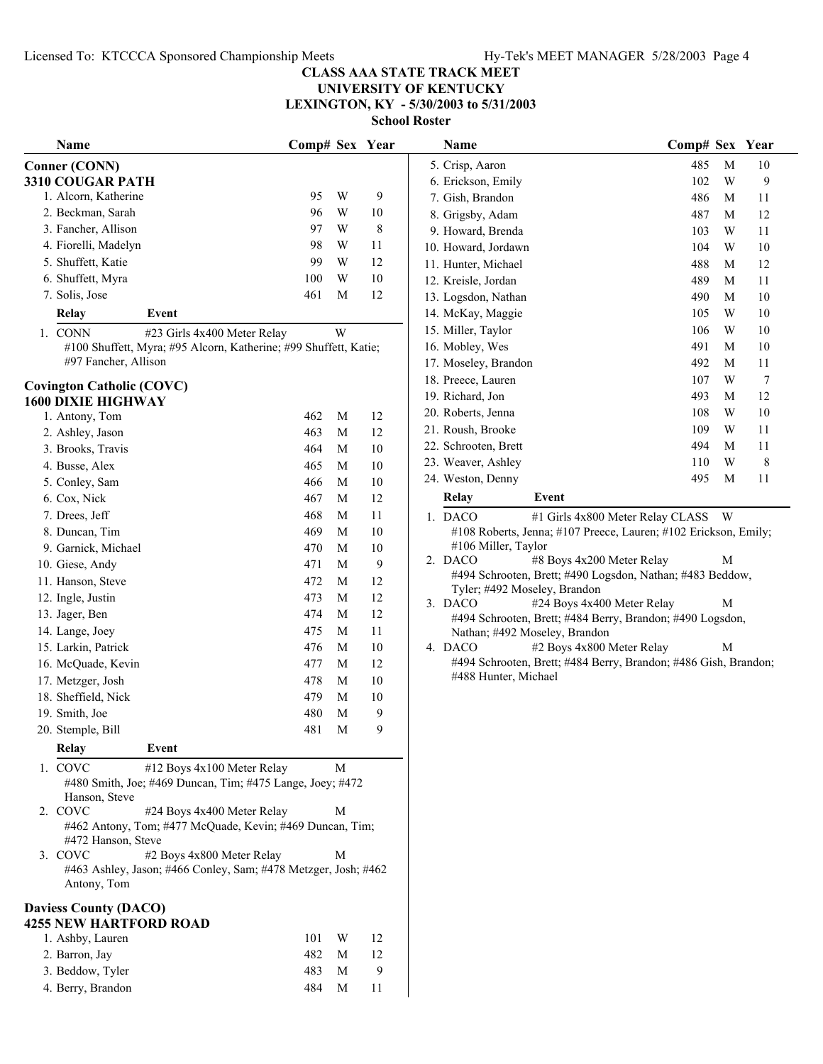## CLASS AAA STATE TRACK MEET
## UNIVERSITY OF KENTUCKY
## LEXINGTON, KY - 5/30/2003 to 5/31/2003
### School Roster

### Conner (CONN)
**3310 COUGAR PATH**

| Name | Comp# | Sex | Year |
|---|---|---|---|
| 1. Alcorn, Katherine | 95 | W | 9 |
| 2. Beckman, Sarah | 96 | W | 10 |
| 3. Fancher, Allison | 97 | W | 8 |
| 4. Fiorelli, Madelyn | 98 | W | 11 |
| 5. Shuffett, Katie | 99 | W | 12 |
| 6. Shuffett, Myra | 100 | W | 10 |
| 7. Solis, Jose | 461 | M | 12 |

| Relay | Event | |
|---|---|---|
| 1. CONN | #23 Girls 4x400 Meter Relay | W |

#100 Shuffett, Myra; #95 Alcorn, Katherine; #99 Shuffett, Katie; #97 Fancher, Allison

### Covington Catholic (COVC)
**1600 DIXIE HIGHWAY**

| Name | Comp# | Sex | Year |
|---|---|---|---|
| 1. Antony, Tom | 462 | M | 12 |
| 2. Ashley, Jason | 463 | M | 12 |
| 3. Brooks, Travis | 464 | M | 10 |
| 4. Busse, Alex | 465 | M | 10 |
| 5. Conley, Sam | 466 | M | 10 |
| 6. Cox, Nick | 467 | M | 12 |
| 7. Drees, Jeff | 468 | M | 11 |
| 8. Duncan, Tim | 469 | M | 10 |
| 9. Garnick, Michael | 470 | M | 10 |
| 10. Giese, Andy | 471 | M | 9 |
| 11. Hanson, Steve | 472 | M | 12 |
| 12. Ingle, Justin | 473 | M | 12 |
| 13. Jager, Ben | 474 | M | 12 |
| 14. Lange, Joey | 475 | M | 11 |
| 15. Larkin, Patrick | 476 | M | 10 |
| 16. McQuade, Kevin | 477 | M | 12 |
| 17. Metzger, Josh | 478 | M | 10 |
| 18. Sheffield, Nick | 479 | M | 10 |
| 19. Smith, Joe | 480 | M | 9 |
| 20. Stemple, Bill | 481 | M | 9 |

| Relay | Event | |
|---|---|---|
| 1. COVC | #12 Boys 4x100 Meter Relay | M |
| 2. COVC | #24 Boys 4x400 Meter Relay | M |
| 3. COVC | #2 Boys 4x800 Meter Relay | M |

1. #480 Smith, Joe; #469 Duncan, Tim; #475 Lange, Joey; #472 Hanson, Steve
2. #462 Antony, Tom; #477 McQuade, Kevin; #469 Duncan, Tim; #472 Hanson, Steve
3. #463 Ashley, Jason; #466 Conley, Sam; #478 Metzger, Josh; #462 Antony, Tom

### Daviess County (DACO)
**4255 NEW HARTFORD ROAD**

| Name | Comp# | Sex | Year |
|---|---|---|---|
| 1. Ashby, Lauren | 101 | W | 12 |
| 2. Barron, Jay | 482 | M | 12 |
| 3. Beddow, Tyler | 483 | M | 9 |
| 4. Berry, Brandon | 484 | M | 11 |
| 5. Crisp, Aaron | 485 | M | 10 |
| 6. Erickson, Emily | 102 | W | 9 |
| 7. Gish, Brandon | 486 | M | 11 |
| 8. Grigsby, Adam | 487 | M | 12 |
| 9. Howard, Brenda | 103 | W | 11 |
| 10. Howard, Jordawn | 104 | W | 10 |
| 11. Hunter, Michael | 488 | M | 12 |
| 12. Kreisle, Jordan | 489 | M | 11 |
| 13. Logsdon, Nathan | 490 | M | 10 |
| 14. McKay, Maggie | 105 | W | 10 |
| 15. Miller, Taylor | 106 | W | 10 |
| 16. Mobley, Wes | 491 | M | 10 |
| 17. Moseley, Brandon | 492 | M | 11 |
| 18. Preece, Lauren | 107 | W | 7 |
| 19. Richard, Jon | 493 | M | 12 |
| 20. Roberts, Jenna | 108 | W | 10 |
| 21. Roush, Brooke | 109 | W | 11 |
| 22. Schrooten, Brett | 494 | M | 11 |
| 23. Weaver, Ashley | 110 | W | 8 |
| 24. Weston, Denny | 495 | M | 11 |

| Relay | Event | |
|---|---|---|
| 1. DACO | #1 Girls 4x800 Meter Relay CLASS | W |
| 2. DACO | #8 Boys 4x200 Meter Relay | M |
| 3. DACO | #24 Boys 4x400 Meter Relay | M |
| 4. DACO | #2 Boys 4x800 Meter Relay | M |

1. #108 Roberts, Jenna; #107 Preece, Lauren; #102 Erickson, Emily; #106 Miller, Taylor
2. #494 Schrooten, Brett; #490 Logsdon, Nathan; #483 Beddow, Tyler; #492 Moseley, Brandon
3. #494 Schrooten, Brett; #484 Berry, Brandon; #490 Logsdon, Nathan; #492 Moseley, Brandon
4. #494 Schrooten, Brett; #484 Berry, Brandon; #486 Gish, Brandon; #488 Hunter, Michael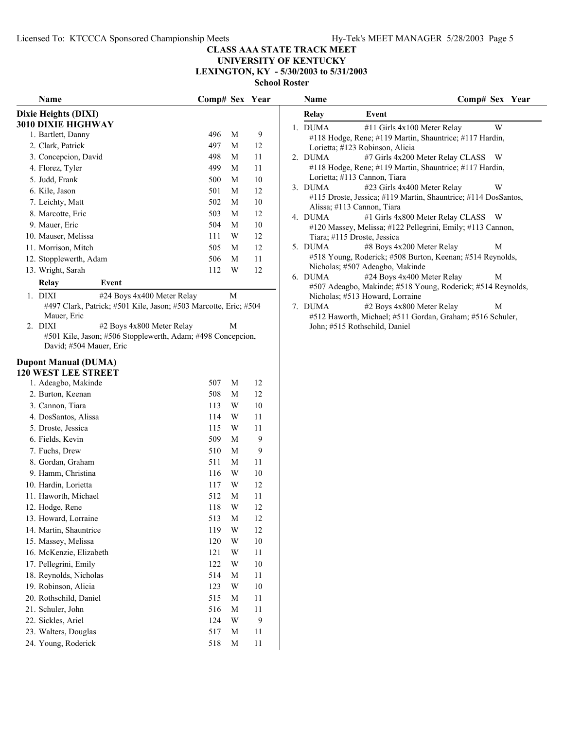# CLASS AAA STATE TRACK MEET
## UNIVERSITY OF KENTUCKY
## LEXINGTON, KY - 5/30/2003 to 5/31/2003
### School Roster

### Dixie Heights (DIXI)
**3010 DIXIE HIGHWAY**

| Name | Comp# | Sex | Year |
|---|---|---|---|
| 1. Bartlett, Danny | 496 | M | 9 |
| 2. Clark, Patrick | 497 | M | 12 |
| 3. Concepcion, David | 498 | M | 11 |
| 4. Florez, Tyler | 499 | M | 11 |
| 5. Judd, Frank | 500 | M | 10 |
| 6. Kile, Jason | 501 | M | 12 |
| 7. Leichty, Matt | 502 | M | 10 |
| 8. Marcotte, Eric | 503 | M | 12 |
| 9. Mauer, Eric | 504 | M | 10 |
| 10. Mauser, Melissa | 111 | W | 12 |
| 11. Morrison, Mitch | 505 | M | 12 |
| 12. Stopplewerth, Adam | 506 | M | 11 |
| 13. Wright, Sarah | 112 | W | 12 |

| Relay | Event | |
|---|---|---|
| 1. DIXI | #24 Boys 4x400 Meter Relay | M |
| | #497 Clark, Patrick; #501 Kile, Jason; #503 Marcotte, Eric; #504 Mauer, Eric | |
| 2. DIXI | #2 Boys 4x800 Meter Relay | M |
| | #501 Kile, Jason; #506 Stopplewerth, Adam; #498 Concepcion, David; #504 Mauer, Eric | |

### Dupont Manual (DUMA)
**120 WEST LEE STREET**

| Name | Comp# | Sex | Year |
|---|---|---|---|
| 1. Adeagbo, Makinde | 507 | M | 12 |
| 2. Burton, Keenan | 508 | M | 12 |
| 3. Cannon, Tiara | 113 | W | 10 |
| 4. DosSantos, Alissa | 114 | W | 11 |
| 5. Droste, Jessica | 115 | W | 11 |
| 6. Fields, Kevin | 509 | M | 9 |
| 7. Fuchs, Drew | 510 | M | 9 |
| 8. Gordan, Graham | 511 | M | 11 |
| 9. Hamm, Christina | 116 | W | 10 |
| 10. Hardin, Lorietta | 117 | W | 12 |
| 11. Haworth, Michael | 512 | M | 11 |
| 12. Hodge, Rene | 118 | W | 12 |
| 13. Howard, Lorraine | 513 | M | 12 |
| 14. Martin, Shauntrice | 119 | W | 12 |
| 15. Massey, Melissa | 120 | W | 10 |
| 16. McKenzie, Elizabeth | 121 | W | 11 |
| 17. Pellegrini, Emily | 122 | W | 10 |
| 18. Reynolds, Nicholas | 514 | M | 11 |
| 19. Robinson, Alicia | 123 | W | 10 |
| 20. Rothschild, Daniel | 515 | M | 11 |
| 21. Schuler, John | 516 | M | 11 |
| 22. Sickles, Ariel | 124 | W | 9 |
| 23. Walters, Douglas | 517 | M | 11 |
| 24. Young, Roderick | 518 | M | 11 |

| Relay | Event | |
|---|---|---|
| 1. DUMA | #11 Girls 4x100 Meter Relay | W |
| | #118 Hodge, Rene; #119 Martin, Shauntrice; #117 Hardin, Lorietta; #123 Robinson, Alicia | |
| 2. DUMA | #7 Girls 4x200 Meter Relay CLASS | W |
| | #118 Hodge, Rene; #119 Martin, Shauntrice; #117 Hardin, Lorietta; #113 Cannon, Tiara | |
| 3. DUMA | #23 Girls 4x400 Meter Relay | W |
| | #115 Droste, Jessica; #119 Martin, Shauntrice; #114 DosSantos, Alissa; #113 Cannon, Tiara | |
| 4. DUMA | #1 Girls 4x800 Meter Relay CLASS | W |
| | #120 Massey, Melissa; #122 Pellegrini, Emily; #113 Cannon, Tiara; #115 Droste, Jessica | |
| 5. DUMA | #8 Boys 4x200 Meter Relay | M |
| | #518 Young, Roderick; #508 Burton, Keenan; #514 Reynolds, Nicholas; #507 Adeagbo, Makinde | |
| 6. DUMA | #24 Boys 4x400 Meter Relay | M |
| | #507 Adeagbo, Makinde; #518 Young, Roderick; #514 Reynolds, Nicholas; #513 Howard, Lorraine | |
| 7. DUMA | #2 Boys 4x800 Meter Relay | M |
| | #512 Haworth, Michael; #511 Gordan, Graham; #516 Schuler, John; #515 Rothschild, Daniel | |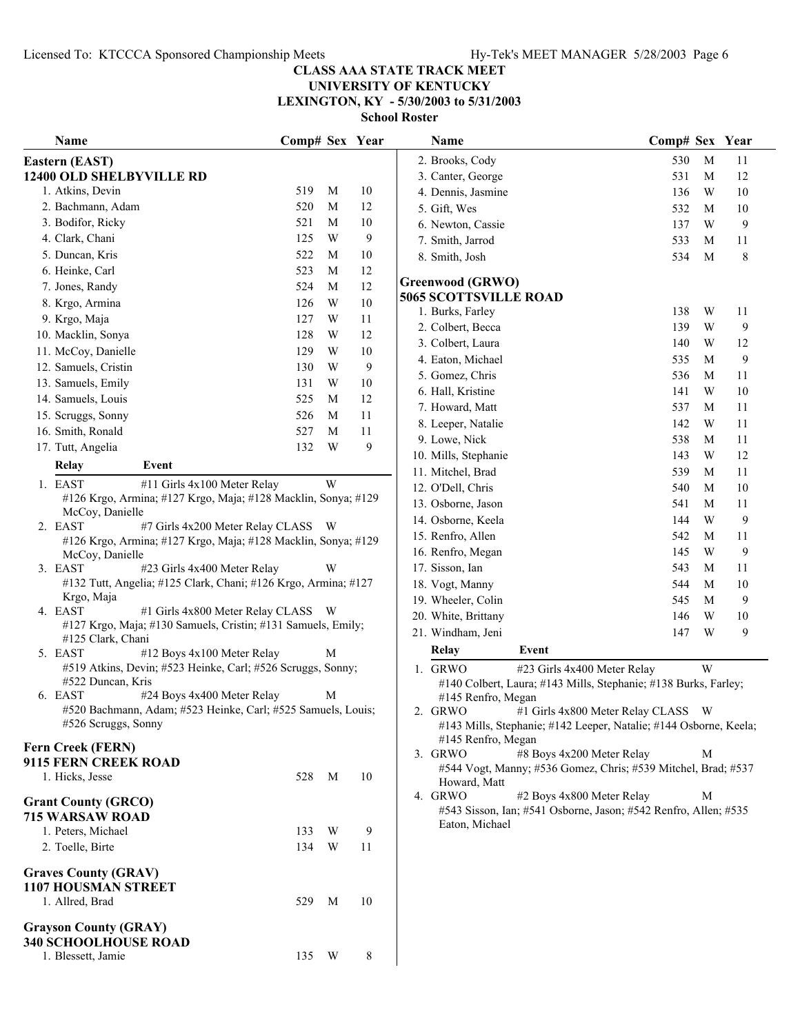# CLASS AAA STATE TRACK MEET
## UNIVERSITY OF KENTUCKY
## LEXINGTON, KY - 5/30/2003 to 5/31/2003
### School Roster

### Eastern (EAST)
**12400 OLD SHELBYVILLE RD**

| Name | Comp# | Sex | Year |
|---|---|---|---|
| 1. Atkins, Devin | 519 | M | 10 |
| 2. Bachmann, Adam | 520 | M | 12 |
| 3. Bodifor, Ricky | 521 | M | 10 |
| 4. Clark, Chani | 125 | W | 9 |
| 5. Duncan, Kris | 522 | M | 10 |
| 6. Heinke, Carl | 523 | M | 12 |
| 7. Jones, Randy | 524 | M | 12 |
| 8. Krgo, Armina | 126 | W | 10 |
| 9. Krgo, Maja | 127 | W | 11 |
| 10. Macklin, Sonya | 128 | W | 12 |
| 11. McCoy, Danielle | 129 | W | 10 |
| 12. Samuels, Cristin | 130 | W | 9 |
| 13. Samuels, Emily | 131 | W | 10 |
| 14. Samuels, Louis | 525 | M | 12 |
| 15. Scruggs, Sonny | 526 | M | 11 |
| 16. Smith, Ronald | 527 | M | 11 |
| 17. Tutt, Angelia | 132 | W | 9 |

| Relay | Event | |
|---|---|---|
| 1. EAST | #11 Girls 4x100 Meter Relay | W |
| | #126 Krgo, Armina; #127 Krgo, Maja; #128 Macklin, Sonya; #129 McCoy, Danielle | |
| 2. EAST | #7 Girls 4x200 Meter Relay CLASS | W |
| | #126 Krgo, Armina; #127 Krgo, Maja; #128 Macklin, Sonya; #129 McCoy, Danielle | |
| 3. EAST | #23 Girls 4x400 Meter Relay | W |
| | #132 Tutt, Angelia; #125 Clark, Chani; #126 Krgo, Armina; #127 Krgo, Maja | |
| 4. EAST | #1 Girls 4x800 Meter Relay CLASS | W |
| | #127 Krgo, Maja; #130 Samuels, Cristin; #131 Samuels, Emily; #125 Clark, Chani | |
| 5. EAST | #12 Boys 4x100 Meter Relay | M |
| | #519 Atkins, Devin; #523 Heinke, Carl; #526 Scruggs, Sonny; #522 Duncan, Kris | |
| 6. EAST | #24 Boys 4x400 Meter Relay | M |
| | #520 Bachmann, Adam; #523 Heinke, Carl; #525 Samuels, Louis; #526 Scruggs, Sonny | |

### Fern Creek (FERN)
**9115 FERN CREEK ROAD**

| Name | Comp# | Sex | Year |
|---|---|---|---|
| 1. Hicks, Jesse | 528 | M | 10 |

### Grant County (GRCO)
**715 WARSAW ROAD**

| Name | Comp# | Sex | Year |
|---|---|---|---|
| 1. Peters, Michael | 133 | W | 9 |
| 2. Toelle, Birte | 134 | W | 11 |

### Graves County (GRAV)
**1107 HOUSMAN STREET**

| Name | Comp# | Sex | Year |
|---|---|---|---|
| 1. Allred, Brad | 529 | M | 10 |

### Grayson County (GRAY)
**340 SCHOOLHOUSE ROAD**

| Name | Comp# | Sex | Year |
|---|---|---|---|
| 1. Blessett, Jamie | 135 | W | 8 |
| 2. Brooks, Cody | 530 | M | 11 |
| 3. Canter, George | 531 | M | 12 |
| 4. Dennis, Jasmine | 136 | W | 10 |
| 5. Gift, Wes | 532 | M | 10 |
| 6. Newton, Cassie | 137 | W | 9 |
| 7. Smith, Jarrod | 533 | M | 11 |
| 8. Smith, Josh | 534 | M | 8 |

### Greenwood (GRWO)
**5065 SCOTTSVILLE ROAD**

| Name | Comp# | Sex | Year |
|---|---|---|---|
| 1. Burks, Farley | 138 | W | 11 |
| 2. Colbert, Becca | 139 | W | 9 |
| 3. Colbert, Laura | 140 | W | 12 |
| 4. Eaton, Michael | 535 | M | 9 |
| 5. Gomez, Chris | 536 | M | 11 |
| 6. Hall, Kristine | 141 | W | 10 |
| 7. Howard, Matt | 537 | M | 11 |
| 8. Leeper, Natalie | 142 | W | 11 |
| 9. Lowe, Nick | 538 | M | 11 |
| 10. Mills, Stephanie | 143 | W | 12 |
| 11. Mitchel, Brad | 539 | M | 11 |
| 12. O'Dell, Chris | 540 | M | 10 |
| 13. Osborne, Jason | 541 | M | 11 |
| 14. Osborne, Keela | 144 | W | 9 |
| 15. Renfro, Allen | 542 | M | 11 |
| 16. Renfro, Megan | 145 | W | 9 |
| 17. Sisson, Ian | 543 | M | 11 |
| 18. Vogt, Manny | 544 | M | 10 |
| 19. Wheeler, Colin | 545 | M | 9 |
| 20. White, Brittany | 146 | W | 10 |
| 21. Windham, Jeni | 147 | W | 9 |

| Relay | Event | |
|---|---|---|
| 1. GRWO | #23 Girls 4x400 Meter Relay | W |
| | #140 Colbert, Laura; #143 Mills, Stephanie; #138 Burks, Farley; #145 Renfro, Megan | |
| 2. GRWO | #1 Girls 4x800 Meter Relay CLASS | W |
| | #143 Mills, Stephanie; #142 Leeper, Natalie; #144 Osborne, Keela; #145 Renfro, Megan | |
| 3. GRWO | #8 Boys 4x200 Meter Relay | M |
| | #544 Vogt, Manny; #536 Gomez, Chris; #539 Mitchel, Brad; #537 Howard, Matt | |
| 4. GRWO | #2 Boys 4x800 Meter Relay | M |
| | #543 Sisson, Ian; #541 Osborne, Jason; #542 Renfro, Allen; #535 Eaton, Michael | |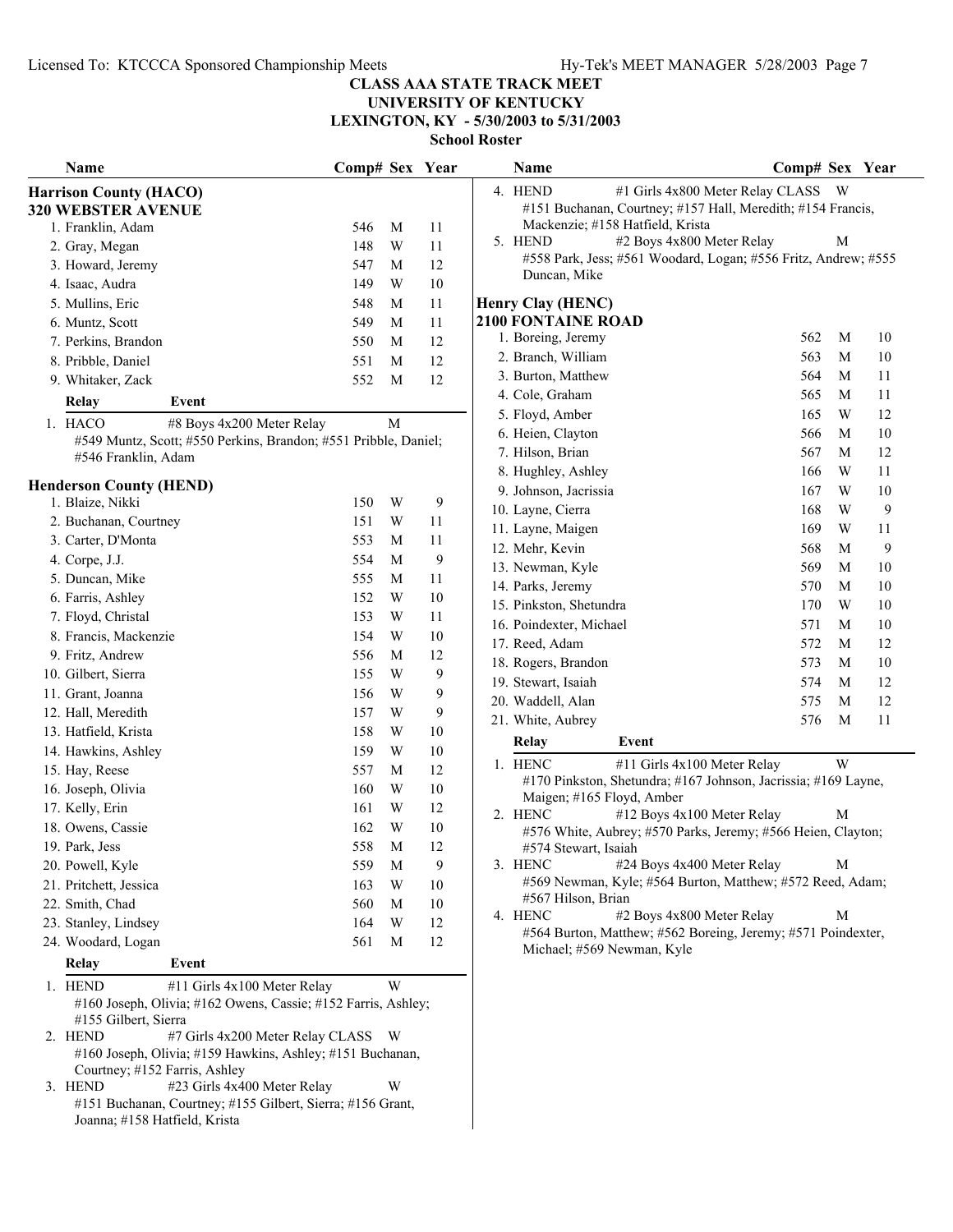# CLASS AAA STATE TRACK MEET

**UNIVERSITY OF KENTUCKY**

**LEXINGTON, KY - 5/30/2003 to 5/31/2003**

**School Roster**

## Harrison County (HACO)

**320 WEBSTER AVENUE**

| Name | Comp# | Sex | Year |
|---|---|---|---|
| 1. Franklin, Adam | 546 | M | 11 |
| 2. Gray, Megan | 148 | W | 11 |
| 3. Howard, Jeremy | 547 | M | 12 |
| 4. Isaac, Audra | 149 | W | 10 |
| 5. Mullins, Eric | 548 | M | 11 |
| 6. Muntz, Scott | 549 | M | 11 |
| 7. Perkins, Brandon | 550 | M | 12 |
| 8. Pribble, Daniel | 551 | M | 12 |
| 9. Whitaker, Zack | 552 | M | 12 |

| Relay | Event | Sex |
|---|---|---|
| 1. HACO | #8 Boys 4x200 Meter Relay | M |

#549 Muntz, Scott; #550 Perkins, Brandon; #551 Pribble, Daniel; #546 Franklin, Adam

## Henderson County (HEND)

| Name | Comp# | Sex | Year |
|---|---|---|---|
| 1. Blaize, Nikki | 150 | W | 9 |
| 2. Buchanan, Courtney | 151 | W | 11 |
| 3. Carter, D'Monta | 553 | M | 11 |
| 4. Corpe, J.J. | 554 | M | 9 |
| 5. Duncan, Mike | 555 | M | 11 |
| 6. Farris, Ashley | 152 | W | 10 |
| 7. Floyd, Christal | 153 | W | 11 |
| 8. Francis, Mackenzie | 154 | W | 10 |
| 9. Fritz, Andrew | 556 | M | 12 |
| 10. Gilbert, Sierra | 155 | W | 9 |
| 11. Grant, Joanna | 156 | W | 9 |
| 12. Hall, Meredith | 157 | W | 9 |
| 13. Hatfield, Krista | 158 | W | 10 |
| 14. Hawkins, Ashley | 159 | W | 10 |
| 15. Hay, Reese | 557 | M | 12 |
| 16. Joseph, Olivia | 160 | W | 10 |
| 17. Kelly, Erin | 161 | W | 12 |
| 18. Owens, Cassie | 162 | W | 10 |
| 19. Park, Jess | 558 | M | 12 |
| 20. Powell, Kyle | 559 | M | 9 |
| 21. Pritchett, Jessica | 163 | W | 10 |
| 22. Smith, Chad | 560 | M | 10 |
| 23. Stanley, Lindsey | 164 | W | 12 |
| 24. Woodard, Logan | 561 | M | 12 |

| Relay | Event | Sex |
|---|---|---|
| 1. HEND | #11 Girls 4x100 Meter Relay | W |

#160 Joseph, Olivia; #162 Owens, Cassie; #152 Farris, Ashley; #155 Gilbert, Sierra

| Relay | Event | Sex |
|---|---|---|
| 2. HEND | #7 Girls 4x200 Meter Relay CLASS | W |

#160 Joseph, Olivia; #159 Hawkins, Ashley; #151 Buchanan, Courtney; #152 Farris, Ashley

| Relay | Event | Sex |
|---|---|---|
| 3. HEND | #23 Girls 4x400 Meter Relay | W |

#151 Buchanan, Courtney; #155 Gilbert, Sierra; #156 Grant, Joanna; #158 Hatfield, Krista

| Relay | Event | Sex |
|---|---|---|
| 4. HEND | #1 Girls 4x800 Meter Relay CLASS | W |

#151 Buchanan, Courtney; #157 Hall, Meredith; #154 Francis, Mackenzie; #158 Hatfield, Krista

| Relay | Event | Sex |
|---|---|---|
| 5. HEND | #2 Boys 4x800 Meter Relay | M |

#558 Park, Jess; #561 Woodard, Logan; #556 Fritz, Andrew; #555 Duncan, Mike

## Henry Clay (HENC)

**2100 FONTAINE ROAD**

| Name | Comp# | Sex | Year |
|---|---|---|---|
| 1. Boreing, Jeremy | 562 | M | 10 |
| 2. Branch, William | 563 | M | 10 |
| 3. Burton, Matthew | 564 | M | 11 |
| 4. Cole, Graham | 565 | M | 11 |
| 5. Floyd, Amber | 165 | W | 12 |
| 6. Heien, Clayton | 566 | M | 10 |
| 7. Hilson, Brian | 567 | M | 12 |
| 8. Hughley, Ashley | 166 | W | 11 |
| 9. Johnson, Jacrissia | 167 | W | 10 |
| 10. Layne, Cierra | 168 | W | 9 |
| 11. Layne, Maigen | 169 | W | 11 |
| 12. Mehr, Kevin | 568 | M | 9 |
| 13. Newman, Kyle | 569 | M | 10 |
| 14. Parks, Jeremy | 570 | M | 10 |
| 15. Pinkston, Shetundra | 170 | W | 10 |
| 16. Poindexter, Michael | 571 | M | 10 |
| 17. Reed, Adam | 572 | M | 12 |
| 18. Rogers, Brandon | 573 | M | 10 |
| 19. Stewart, Isaiah | 574 | M | 12 |
| 20. Waddell, Alan | 575 | M | 12 |
| 21. White, Aubrey | 576 | M | 11 |

| Relay | Event | Sex |
|---|---|---|
| 1. HENC | #11 Girls 4x100 Meter Relay | W |

#170 Pinkston, Shetundra; #167 Johnson, Jacrissia; #169 Layne, Maigen; #165 Floyd, Amber

| Relay | Event | Sex |
|---|---|---|
| 2. HENC | #12 Boys 4x100 Meter Relay | M |

#576 White, Aubrey; #570 Parks, Jeremy; #566 Heien, Clayton; #574 Stewart, Isaiah

| Relay | Event | Sex |
|---|---|---|
| 3. HENC | #24 Boys 4x400 Meter Relay | M |

#569 Newman, Kyle; #564 Burton, Matthew; #572 Reed, Adam; #567 Hilson, Brian

| Relay | Event | Sex |
|---|---|---|
| 4. HENC | #2 Boys 4x800 Meter Relay | M |

#564 Burton, Matthew; #562 Boreing, Jeremy; #571 Poindexter, Michael; #569 Newman, Kyle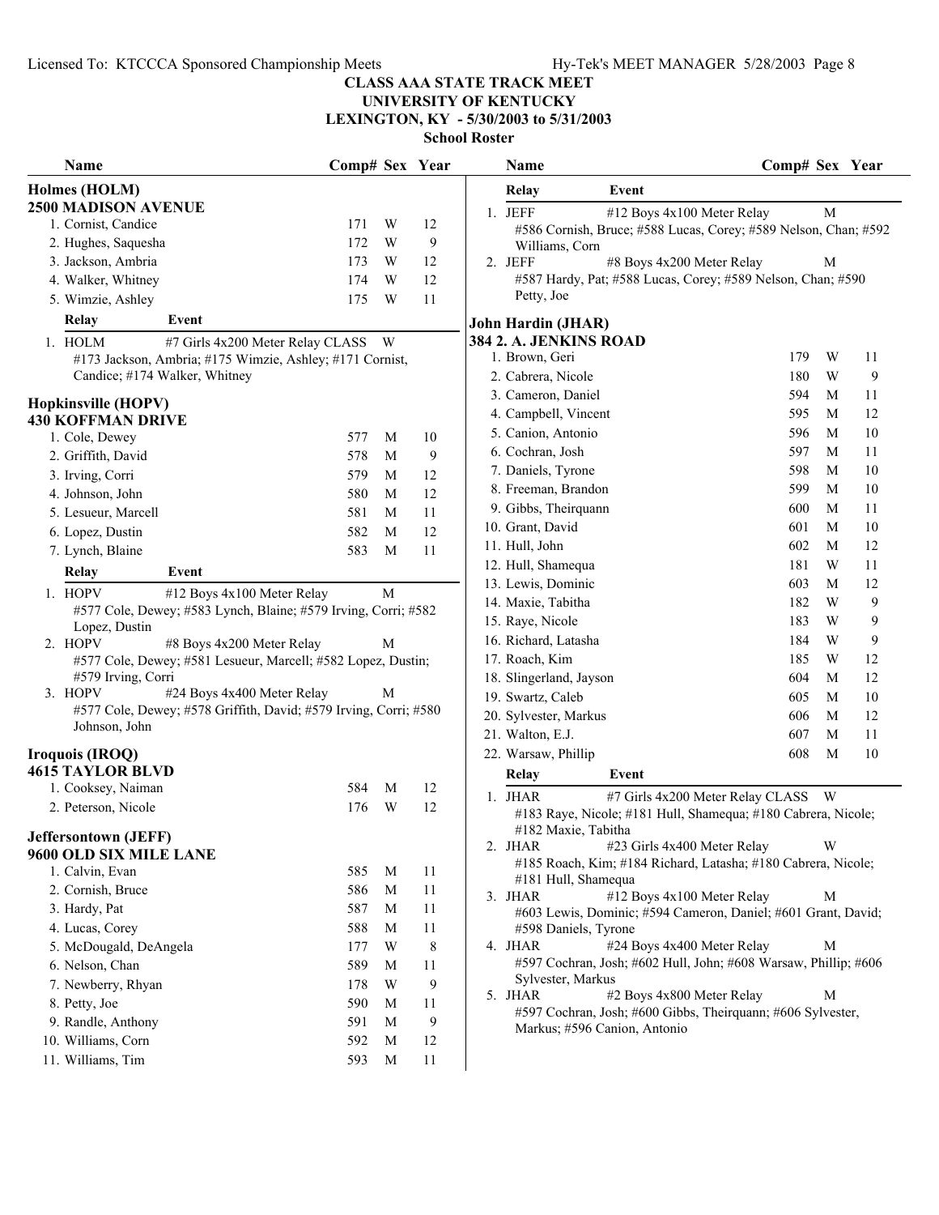# CLASS AAA STATE TRACK MEET
## UNIVERSITY OF KENTUCKY
## LEXINGTON, KY - 5/30/2003 to 5/31/2003
### School Roster

### Holmes (HOLM)
**2500 MADISON AVENUE**

| Name | Comp# | Sex | Year |
|---|---|---|---|
| 1. Cornist, Candice | 171 | W | 12 |
| 2. Hughes, Saquesha | 172 | W | 9 |
| 3. Jackson, Ambria | 173 | W | 12 |
| 4. Walker, Whitney | 174 | W | 12 |
| 5. Wimzie, Ashley | 175 | W | 11 |

| Relay | Event | Sex |
|---|---|---|
| 1. HOLM | #7 Girls 4x200 Meter Relay CLASS | W |

#173 Jackson, Ambria; #175 Wimzie, Ashley; #171 Cornist, Candice; #174 Walker, Whitney

### Hopkinsville (HOPV)
**430 KOFFMAN DRIVE**

| Name | Comp# | Sex | Year |
|---|---|---|---|
| 1. Cole, Dewey | 577 | M | 10 |
| 2. Griffith, David | 578 | M | 9 |
| 3. Irving, Corri | 579 | M | 12 |
| 4. Johnson, John | 580 | M | 12 |
| 5. Lesueur, Marcell | 581 | M | 11 |
| 6. Lopez, Dustin | 582 | M | 12 |
| 7. Lynch, Blaine | 583 | M | 11 |

| Relay | Event | Sex |
|---|---|---|
| 1. HOPV | #12 Boys 4x100 Meter Relay | M |
| 2. HOPV | #8 Boys 4x200 Meter Relay | M |
| 3. HOPV | #24 Boys 4x400 Meter Relay | M |

1. #577 Cole, Dewey; #583 Lynch, Blaine; #579 Irving, Corri; #582 Lopez, Dustin
2. #577 Cole, Dewey; #581 Lesueur, Marcell; #582 Lopez, Dustin; #579 Irving, Corri
3. #577 Cole, Dewey; #578 Griffith, David; #579 Irving, Corri; #580 Johnson, John

### Iroquois (IROQ)
**4615 TAYLOR BLVD**

| Name | Comp# | Sex | Year |
|---|---|---|---|
| 1. Cooksey, Naiman | 584 | M | 12 |
| 2. Peterson, Nicole | 176 | W | 12 |

### Jeffersontown (JEFF)
**9600 OLD SIX MILE LANE**

| Name | Comp# | Sex | Year |
|---|---|---|---|
| 1. Calvin, Evan | 585 | M | 11 |
| 2. Cornish, Bruce | 586 | M | 11 |
| 3. Hardy, Pat | 587 | M | 11 |
| 4. Lucas, Corey | 588 | M | 11 |
| 5. McDougald, DeAngela | 177 | W | 8 |
| 6. Nelson, Chan | 589 | M | 11 |
| 7. Newberry, Rhyan | 178 | W | 9 |
| 8. Petty, Joe | 590 | M | 11 |
| 9. Randle, Anthony | 591 | M | 9 |
| 10. Williams, Corn | 592 | M | 12 |
| 11. Williams, Tim | 593 | M | 11 |

| Relay | Event | Sex |
|---|---|---|
| 1. JEFF | #12 Boys 4x100 Meter Relay | M |
| 2. JEFF | #8 Boys 4x200 Meter Relay | M |

1. #586 Cornish, Bruce; #588 Lucas, Corey; #589 Nelson, Chan; #592 Williams, Corn
2. #587 Hardy, Pat; #588 Lucas, Corey; #589 Nelson, Chan; #590 Petty, Joe

### John Hardin (JHAR)
**384 2. A. JENKINS ROAD**

| Name | Comp# | Sex | Year |
|---|---|---|---|
| 1. Brown, Geri | 179 | W | 11 |
| 2. Cabrera, Nicole | 180 | W | 9 |
| 3. Cameron, Daniel | 594 | M | 11 |
| 4. Campbell, Vincent | 595 | M | 12 |
| 5. Canion, Antonio | 596 | M | 10 |
| 6. Cochran, Josh | 597 | M | 11 |
| 7. Daniels, Tyrone | 598 | M | 10 |
| 8. Freeman, Brandon | 599 | M | 10 |
| 9. Gibbs, Theirquann | 600 | M | 11 |
| 10. Grant, David | 601 | M | 10 |
| 11. Hull, John | 602 | M | 12 |
| 12. Hull, Shamequa | 181 | W | 11 |
| 13. Lewis, Dominic | 603 | M | 12 |
| 14. Maxie, Tabitha | 182 | W | 9 |
| 15. Raye, Nicole | 183 | W | 9 |
| 16. Richard, Latasha | 184 | W | 9 |
| 17. Roach, Kim | 185 | W | 12 |
| 18. Slingerland, Jayson | 604 | M | 12 |
| 19. Swartz, Caleb | 605 | M | 10 |
| 20. Sylvester, Markus | 606 | M | 12 |
| 21. Walton, E.J. | 607 | M | 11 |
| 22. Warsaw, Phillip | 608 | M | 10 |

| Relay | Event | Sex |
|---|---|---|
| 1. JHAR | #7 Girls 4x200 Meter Relay CLASS | W |
| 2. JHAR | #23 Girls 4x400 Meter Relay | W |
| 3. JHAR | #12 Boys 4x100 Meter Relay | M |
| 4. JHAR | #24 Boys 4x400 Meter Relay | M |
| 5. JHAR | #2 Boys 4x800 Meter Relay | M |

1. #183 Raye, Nicole; #181 Hull, Shamequa; #180 Cabrera, Nicole; #182 Maxie, Tabitha
2. #185 Roach, Kim; #184 Richard, Latasha; #180 Cabrera, Nicole; #181 Hull, Shamequa
3. #603 Lewis, Dominic; #594 Cameron, Daniel; #601 Grant, David; #598 Daniels, Tyrone
4. #597 Cochran, Josh; #602 Hull, John; #608 Warsaw, Phillip; #606 Sylvester, Markus
5. #597 Cochran, Josh; #600 Gibbs, Theirquann; #606 Sylvester, Markus; #596 Canion, Antonio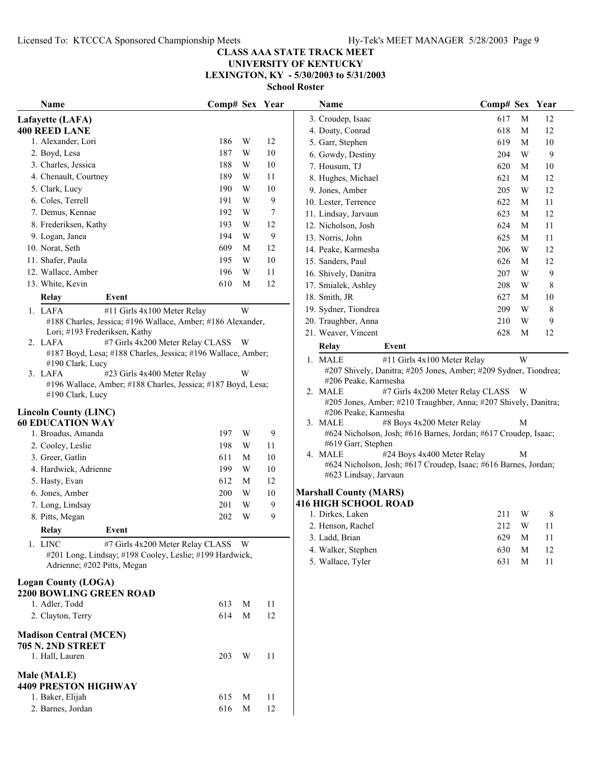# CLASS AAA STATE TRACK MEET
## UNIVERSITY OF KENTUCKY
## LEXINGTON, KY - 5/30/2003 to 5/31/2003
### School Roster

**Lafayette (LAFA)**
**400 REED LANE**

| Name | Comp# | Sex | Year |
|---|---|---|---|
| 1. Alexander, Lori | 186 | W | 12 |
| 2. Boyd, Lesa | 187 | W | 10 |
| 3. Charles, Jessica | 188 | W | 10 |
| 4. Chenault, Courtney | 189 | W | 11 |
| 5. Clark, Lucy | 190 | W | 10 |
| 6. Coles, Terrell | 191 | W | 9 |
| 7. Demus, Kennae | 192 | W | 7 |
| 8. Frederiksen, Kathy | 193 | W | 12 |
| 9. Logan, Janea | 194 | W | 9 |
| 10. Norat, Seth | 609 | M | 12 |
| 11. Shafer, Paula | 195 | W | 10 |
| 12. Wallace, Amber | 196 | W | 11 |
| 13. White, Kevin | 610 | M | 12 |

| Relay | Event | |
|---|---|---|
| 1. LAFA | #11 Girls 4x100 Meter Relay | W |
| | #188 Charles, Jessica; #196 Wallace, Amber; #186 Alexander, Lori; #193 Frederiksen, Kathy | |
| 2. LAFA | #7 Girls 4x200 Meter Relay CLASS | W |
| | #187 Boyd, Lesa; #188 Charles, Jessica; #196 Wallace, Amber; #190 Clark, Lucy | |
| 3. LAFA | #23 Girls 4x400 Meter Relay | W |
| | #196 Wallace, Amber; #188 Charles, Jessica; #187 Boyd, Lesa; #190 Clark, Lucy | |

**Lincoln County (LINC)**
**60 EDUCATION WAY**

| Name | Comp# | Sex | Year |
|---|---|---|---|
| 1. Broadus, Amanda | 197 | W | 9 |
| 2. Cooley, Leslie | 198 | W | 11 |
| 3. Greer, Gatlin | 611 | M | 10 |
| 4. Hardwick, Adrienne | 199 | W | 10 |
| 5. Hasty, Evan | 612 | M | 12 |
| 6. Jones, Amber | 200 | W | 10 |
| 7. Long, Lindsay | 201 | W | 9 |
| 8. Pitts, Megan | 202 | W | 9 |

| Relay | Event | |
|---|---|---|
| 1. LINC | #7 Girls 4x200 Meter Relay CLASS | W |
| | #201 Long, Lindsay; #198 Cooley, Leslie; #199 Hardwick, Adrienne; #202 Pitts, Megan | |

**Logan County (LOGA)**
**2200 BOWLING GREEN ROAD**

| Name | Comp# | Sex | Year |
|---|---|---|---|
| 1. Adler, Todd | 613 | M | 11 |
| 2. Clayton, Terry | 614 | M | 12 |

**Madison Central (MCEN)**
**705 N. 2ND STREET**

| Name | Comp# | Sex | Year |
|---|---|---|---|
| 1. Hall, Lauren | 203 | W | 11 |

**Male (MALE)**
**4409 PRESTON HIGHWAY**

| Name | Comp# | Sex | Year |
|---|---|---|---|
| 1. Baker, Elijah | 615 | M | 11 |
| 2. Barnes, Jordan | 616 | M | 12 |
| 3. Croudep, Isaac | 617 | M | 12 |
| 4. Doaty, Conrad | 618 | M | 12 |
| 5. Garr, Stephen | 619 | M | 10 |
| 6. Gowdy, Destiny | 204 | W | 9 |
| 7. Housum, TJ | 620 | M | 10 |
| 8. Hughes, Michael | 621 | M | 12 |
| 9. Jones, Amber | 205 | W | 12 |
| 10. Lester, Terrence | 622 | M | 11 |
| 11. Lindsay, Jarvaun | 623 | M | 12 |
| 12. Nicholson, Josh | 624 | M | 11 |
| 13. Norris, John | 625 | M | 11 |
| 14. Peake, Karmesha | 206 | W | 12 |
| 15. Sanders, Paul | 626 | M | 12 |
| 16. Shively, Danitra | 207 | W | 9 |
| 17. Smialek, Ashley | 208 | W | 8 |
| 18. Smith, JR | 627 | M | 10 |
| 19. Sydner, Tiondrea | 209 | W | 8 |
| 20. Traughber, Anna | 210 | W | 9 |
| 21. Weaver, Vincent | 628 | M | 12 |

| Relay | Event | |
|---|---|---|
| 1. MALE | #11 Girls 4x100 Meter Relay | W |
| | #207 Shively, Danitra; #205 Jones, Amber; #209 Sydner, Tiondrea; #206 Peake, Karmesha | |
| 2. MALE | #7 Girls 4x200 Meter Relay CLASS | W |
| | #205 Jones, Amber; #210 Traughber, Anna; #207 Shively, Danitra; #206 Peake, Karmesha | |
| 3. MALE | #8 Boys 4x200 Meter Relay | M |
| | #624 Nicholson, Josh; #616 Barnes, Jordan; #617 Croudep, Isaac; #619 Garr, Stephen | |
| 4. MALE | #24 Boys 4x400 Meter Relay | M |
| | #624 Nicholson, Josh; #617 Croudep, Isaac; #616 Barnes, Jordan; #623 Lindsay, Jarvaun | |

**Marshall County (MARS)**
**416 HIGH SCHOOL ROAD**

| Name | Comp# | Sex | Year |
|---|---|---|---|
| 1. Dirkes, Laken | 211 | W | 8 |
| 2. Henson, Rachel | 212 | W | 11 |
| 3. Ladd, Brian | 629 | M | 11 |
| 4. Walker, Stephen | 630 | M | 12 |
| 5. Wallace, Tyler | 631 | M | 11 |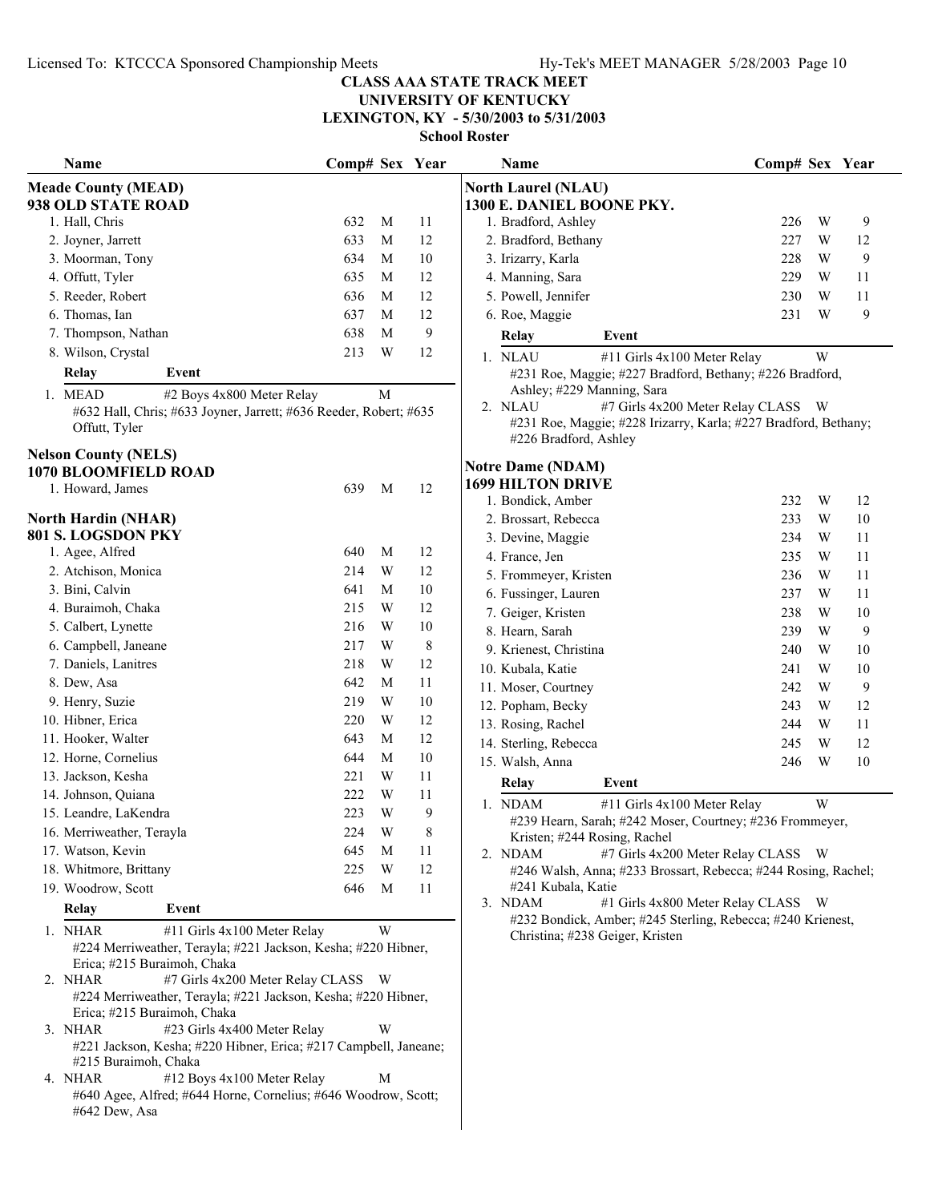# CLASS AAA STATE TRACK MEET
## UNIVERSITY OF KENTUCKY
## LEXINGTON, KY - 5/30/2003 to 5/31/2003
### School Roster

### Meade County (MEAD)
**938 OLD STATE ROAD**

| Name | Comp# | Sex | Year |
|---|---|---|---|
| 1. Hall, Chris | 632 | M | 11 |
| 2. Joyner, Jarrett | 633 | M | 12 |
| 3. Moorman, Tony | 634 | M | 10 |
| 4. Offutt, Tyler | 635 | M | 12 |
| 5. Reeder, Robert | 636 | M | 12 |
| 6. Thomas, Ian | 637 | M | 12 |
| 7. Thompson, Nathan | 638 | M | 9 |
| 8. Wilson, Crystal | 213 | W | 12 |

| Relay | Event | |
|---|---|---|
| 1. MEAD | #2 Boys 4x800 Meter Relay | M |

#632 Hall, Chris; #633 Joyner, Jarrett; #636 Reeder, Robert; #635 Offutt, Tyler

### Nelson County (NELS)
**1070 BLOOMFIELD ROAD**

| Name | Comp# | Sex | Year |
|---|---|---|---|
| 1. Howard, James | 639 | M | 12 |

### North Hardin (NHAR)
**801 S. LOGSDON PKY**

| Name | Comp# | Sex | Year |
|---|---|---|---|
| 1. Agee, Alfred | 640 | M | 12 |
| 2. Atchison, Monica | 214 | W | 12 |
| 3. Bini, Calvin | 641 | M | 10 |
| 4. Buraimoh, Chaka | 215 | W | 12 |
| 5. Calbert, Lynette | 216 | W | 10 |
| 6. Campbell, Janeane | 217 | W | 8 |
| 7. Daniels, Lanitres | 218 | W | 12 |
| 8. Dew, Asa | 642 | M | 11 |
| 9. Henry, Suzie | 219 | W | 10 |
| 10. Hibner, Erica | 220 | W | 12 |
| 11. Hooker, Walter | 643 | M | 12 |
| 12. Horne, Cornelius | 644 | M | 10 |
| 13. Jackson, Kesha | 221 | W | 11 |
| 14. Johnson, Quiana | 222 | W | 11 |
| 15. Leandre, LaKendra | 223 | W | 9 |
| 16. Merriweather, Terayla | 224 | W | 8 |
| 17. Watson, Kevin | 645 | M | 11 |
| 18. Whitmore, Brittany | 225 | W | 12 |
| 19. Woodrow, Scott | 646 | M | 11 |

| Relay | Event | |
|---|---|---|
| 1. NHAR | #11 Girls 4x100 Meter Relay | W |
| 2. NHAR | #7 Girls 4x200 Meter Relay CLASS | W |
| 3. NHAR | #23 Girls 4x400 Meter Relay | W |
| 4. NHAR | #12 Boys 4x100 Meter Relay | M |

1. #224 Merriweather, Terayla; #221 Jackson, Kesha; #220 Hibner, Erica; #215 Buraimoh, Chaka
2. #224 Merriweather, Terayla; #221 Jackson, Kesha; #220 Hibner, Erica; #215 Buraimoh, Chaka
3. #221 Jackson, Kesha; #220 Hibner, Erica; #217 Campbell, Janeane; #215 Buraimoh, Chaka
4. #640 Agee, Alfred; #644 Horne, Cornelius; #646 Woodrow, Scott; #642 Dew, Asa

### North Laurel (NLAU)
**1300 E. DANIEL BOONE PKY.**

| Name | Comp# | Sex | Year |
|---|---|---|---|
| 1. Bradford, Ashley | 226 | W | 9 |
| 2. Bradford, Bethany | 227 | W | 12 |
| 3. Irizarry, Karla | 228 | W | 9 |
| 4. Manning, Sara | 229 | W | 11 |
| 5. Powell, Jennifer | 230 | W | 11 |
| 6. Roe, Maggie | 231 | W | 9 |

| Relay | Event | |
|---|---|---|
| 1. NLAU | #11 Girls 4x100 Meter Relay | W |
| 2. NLAU | #7 Girls 4x200 Meter Relay CLASS | W |

1. #231 Roe, Maggie; #227 Bradford, Bethany; #226 Bradford, Ashley; #229 Manning, Sara
2. #231 Roe, Maggie; #228 Irizarry, Karla; #227 Bradford, Bethany; #226 Bradford, Ashley

### Notre Dame (NDAM)
**1699 HILTON DRIVE**

| Name | Comp# | Sex | Year |
|---|---|---|---|
| 1. Bondick, Amber | 232 | W | 12 |
| 2. Brossart, Rebecca | 233 | W | 10 |
| 3. Devine, Maggie | 234 | W | 11 |
| 4. France, Jen | 235 | W | 11 |
| 5. Frommeyer, Kristen | 236 | W | 11 |
| 6. Fussinger, Lauren | 237 | W | 11 |
| 7. Geiger, Kristen | 238 | W | 10 |
| 8. Hearn, Sarah | 239 | W | 9 |
| 9. Krienest, Christina | 240 | W | 10 |
| 10. Kubala, Katie | 241 | W | 10 |
| 11. Moser, Courtney | 242 | W | 9 |
| 12. Popham, Becky | 243 | W | 12 |
| 13. Rosing, Rachel | 244 | W | 11 |
| 14. Sterling, Rebecca | 245 | W | 12 |
| 15. Walsh, Anna | 246 | W | 10 |

| Relay | Event | |
|---|---|---|
| 1. NDAM | #11 Girls 4x100 Meter Relay | W |
| 2. NDAM | #7 Girls 4x200 Meter Relay CLASS | W |
| 3. NDAM | #1 Girls 4x800 Meter Relay CLASS | W |

1. #239 Hearn, Sarah; #242 Moser, Courtney; #236 Frommeyer, Kristen; #244 Rosing, Rachel
2. #246 Walsh, Anna; #233 Brossart, Rebecca; #244 Rosing, Rachel; #241 Kubala, Katie
3. #232 Bondick, Amber; #245 Sterling, Rebecca; #240 Krienest, Christina; #238 Geiger, Kristen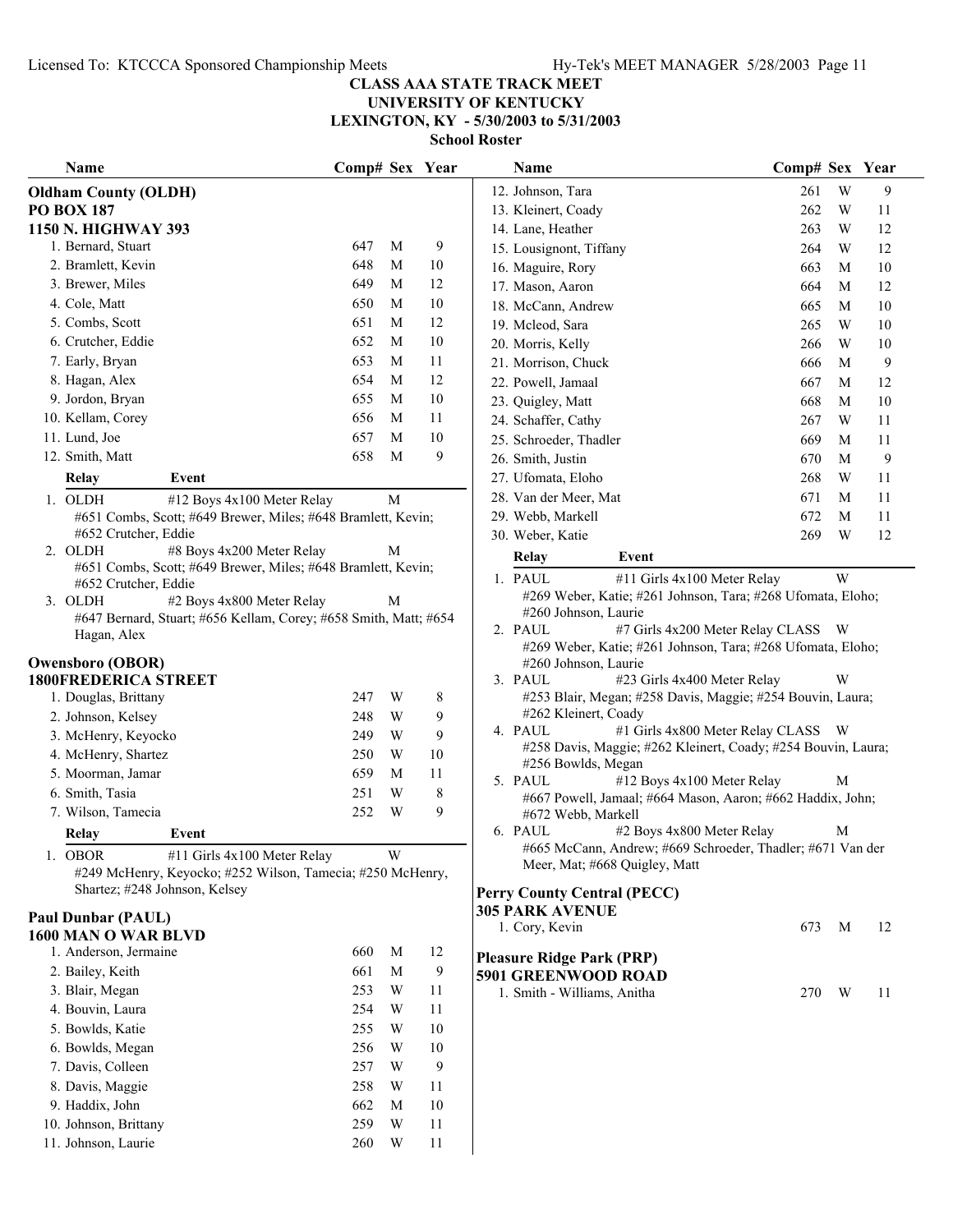# CLASS AAA STATE TRACK MEET
## UNIVERSITY OF KENTUCKY
## LEXINGTON, KY - 5/30/2003 to 5/31/2003
### School Roster

**Oldham County (OLDH)**
**PO BOX 187**
**1150 N. HIGHWAY 393**

| Name | Comp# | Sex | Year |
|---|---|---|---|
| 1. Bernard, Stuart | 647 | M | 9 |
| 2. Bramlett, Kevin | 648 | M | 10 |
| 3. Brewer, Miles | 649 | M | 12 |
| 4. Cole, Matt | 650 | M | 10 |
| 5. Combs, Scott | 651 | M | 12 |
| 6. Crutcher, Eddie | 652 | M | 10 |
| 7. Early, Bryan | 653 | M | 11 |
| 8. Hagan, Alex | 654 | M | 12 |
| 9. Jordon, Bryan | 655 | M | 10 |
| 10. Kellam, Corey | 656 | M | 11 |
| 11. Lund, Joe | 657 | M | 10 |
| 12. Smith, Matt | 658 | M | 9 |

| Relay | Event | Sex |
|---|---|---|
| 1. OLDH | #12 Boys 4x100 Meter Relay | M |
| | #651 Combs, Scott; #649 Brewer, Miles; #648 Bramlett, Kevin; #652 Crutcher, Eddie | |
| 2. OLDH | #8 Boys 4x200 Meter Relay | M |
| | #651 Combs, Scott; #649 Brewer, Miles; #648 Bramlett, Kevin; #652 Crutcher, Eddie | |
| 3. OLDH | #2 Boys 4x800 Meter Relay | M |
| | #647 Bernard, Stuart; #656 Kellam, Corey; #658 Smith, Matt; #654 Hagan, Alex | |

**Owensboro (OBOR)**
**1800FREDERICA STREET**

| Name | Comp# | Sex | Year |
|---|---|---|---|
| 1. Douglas, Brittany | 247 | W | 8 |
| 2. Johnson, Kelsey | 248 | W | 9 |
| 3. McHenry, Keyocko | 249 | W | 9 |
| 4. McHenry, Shartez | 250 | W | 10 |
| 5. Moorman, Jamar | 659 | M | 11 |
| 6. Smith, Tasia | 251 | W | 8 |
| 7. Wilson, Tamecia | 252 | W | 9 |

| Relay | Event | Sex |
|---|---|---|
| 1. OBOR | #11 Girls 4x100 Meter Relay | W |
| | #249 McHenry, Keyocko; #252 Wilson, Tamecia; #250 McHenry, Shartez; #248 Johnson, Kelsey | |

**Paul Dunbar (PAUL)**
**1600 MAN O WAR BLVD**

| Name | Comp# | Sex | Year |
|---|---|---|---|
| 1. Anderson, Jermaine | 660 | M | 12 |
| 2. Bailey, Keith | 661 | M | 9 |
| 3. Blair, Megan | 253 | W | 11 |
| 4. Bouvin, Laura | 254 | W | 11 |
| 5. Bowlds, Katie | 255 | W | 10 |
| 6. Bowlds, Megan | 256 | W | 10 |
| 7. Davis, Colleen | 257 | W | 9 |
| 8. Davis, Maggie | 258 | W | 11 |
| 9. Haddix, John | 662 | M | 10 |
| 10. Johnson, Brittany | 259 | W | 11 |
| 11. Johnson, Laurie | 260 | W | 11 |
| 12. Johnson, Tara | 261 | W | 9 |
| 13. Kleinert, Coady | 262 | W | 11 |
| 14. Lane, Heather | 263 | W | 12 |
| 15. Lousignont, Tiffany | 264 | W | 12 |
| 16. Maguire, Rory | 663 | M | 10 |
| 17. Mason, Aaron | 664 | M | 12 |
| 18. McCann, Andrew | 665 | M | 10 |
| 19. Mcleod, Sara | 265 | W | 10 |
| 20. Morris, Kelly | 266 | W | 10 |
| 21. Morrison, Chuck | 666 | M | 9 |
| 22. Powell, Jamaal | 667 | M | 12 |
| 23. Quigley, Matt | 668 | M | 10 |
| 24. Schaffer, Cathy | 267 | W | 11 |
| 25. Schroeder, Thadler | 669 | M | 11 |
| 26. Smith, Justin | 670 | M | 9 |
| 27. Ufomata, Eloho | 268 | W | 11 |
| 28. Van der Meer, Mat | 671 | M | 11 |
| 29. Webb, Markell | 672 | M | 11 |
| 30. Weber, Katie | 269 | W | 12 |

| Relay | Event | Sex |
|---|---|---|
| 1. PAUL | #11 Girls 4x100 Meter Relay | W |
| | #269 Weber, Katie; #261 Johnson, Tara; #268 Ufomata, Eloho; #260 Johnson, Laurie | |
| 2. PAUL | #7 Girls 4x200 Meter Relay CLASS | W |
| | #269 Weber, Katie; #261 Johnson, Tara; #268 Ufomata, Eloho; #260 Johnson, Laurie | |
| 3. PAUL | #23 Girls 4x400 Meter Relay | W |
| | #253 Blair, Megan; #258 Davis, Maggie; #254 Bouvin, Laura; #262 Kleinert, Coady | |
| 4. PAUL | #1 Girls 4x800 Meter Relay CLASS | W |
| | #258 Davis, Maggie; #262 Kleinert, Coady; #254 Bouvin, Laura; #256 Bowlds, Megan | |
| 5. PAUL | #12 Boys 4x100 Meter Relay | M |
| | #667 Powell, Jamaal; #664 Mason, Aaron; #662 Haddix, John; #672 Webb, Markell | |
| 6. PAUL | #2 Boys 4x800 Meter Relay | M |
| | #665 McCann, Andrew; #669 Schroeder, Thadler; #671 Van der Meer, Mat; #668 Quigley, Matt | |

**Perry County Central (PECC)**
**305 PARK AVENUE**

| Name | Comp# | Sex | Year |
|---|---|---|---|
| 1. Cory, Kevin | 673 | M | 12 |

**Pleasure Ridge Park (PRP)**
**5901 GREENWOOD ROAD**

| Name | Comp# | Sex | Year |
|---|---|---|---|
| 1. Smith - Williams, Anitha | 270 | W | 11 |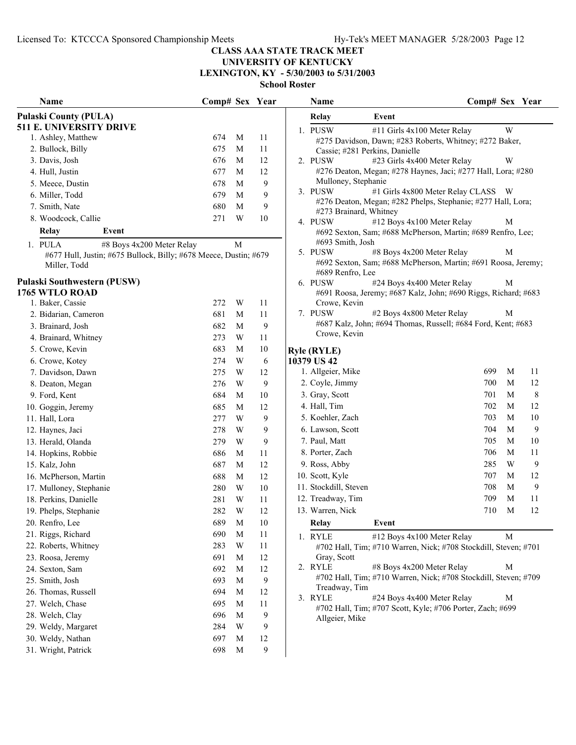# CLASS AAA STATE TRACK MEET
## UNIVERSITY OF KENTUCKY
## LEXINGTON, KY - 5/30/2003 to 5/31/2003
### School Roster

**Pulaski County (PULA)**
**511 E. UNIVERSITY DRIVE**

| Name | Comp# | Sex | Year |
|---|---|---|---|
| 1. Ashley, Matthew | 674 | M | 11 |
| 2. Bullock, Billy | 675 | M | 11 |
| 3. Davis, Josh | 676 | M | 12 |
| 4. Hull, Justin | 677 | M | 12 |
| 5. Meece, Dustin | 678 | M | 9 |
| 6. Miller, Todd | 679 | M | 9 |
| 7. Smith, Nate | 680 | M | 9 |
| 8. Woodcock, Callie | 271 | W | 10 |

| Relay | Event | Sex |
|---|---|---|
| 1. PULA | #8 Boys 4x200 Meter Relay | M |

#677 Hull, Justin; #675 Bullock, Billy; #678 Meece, Dustin; #679 Miller, Todd

**Pulaski Southwestern (PUSW)**
**1765 WTLO ROAD**

| Name | Comp# | Sex | Year |
|---|---|---|---|
| 1. Baker, Cassie | 272 | W | 11 |
| 2. Bidarian, Cameron | 681 | M | 11 |
| 3. Brainard, Josh | 682 | M | 9 |
| 4. Brainard, Whitney | 273 | W | 11 |
| 5. Crowe, Kevin | 683 | M | 10 |
| 6. Crowe, Kotey | 274 | W | 6 |
| 7. Davidson, Dawn | 275 | W | 12 |
| 8. Deaton, Megan | 276 | W | 9 |
| 9. Ford, Kent | 684 | M | 10 |
| 10. Goggin, Jeremy | 685 | M | 12 |
| 11. Hall, Lora | 277 | W | 9 |
| 12. Haynes, Jaci | 278 | W | 9 |
| 13. Herald, Olanda | 279 | W | 9 |
| 14. Hopkins, Robbie | 686 | M | 11 |
| 15. Kalz, John | 687 | M | 12 |
| 16. McPherson, Martin | 688 | M | 12 |
| 17. Mulloney, Stephanie | 280 | W | 10 |
| 18. Perkins, Danielle | 281 | W | 11 |
| 19. Phelps, Stephanie | 282 | W | 12 |
| 20. Renfro, Lee | 689 | M | 10 |
| 21. Riggs, Richard | 690 | M | 11 |
| 22. Roberts, Whitney | 283 | W | 11 |
| 23. Roosa, Jeremy | 691 | M | 12 |
| 24. Sexton, Sam | 692 | M | 12 |
| 25. Smith, Josh | 693 | M | 9 |
| 26. Thomas, Russell | 694 | M | 12 |
| 27. Welch, Chase | 695 | M | 11 |
| 28. Welch, Clay | 696 | M | 9 |
| 29. Weldy, Margaret | 284 | W | 9 |
| 30. Weldy, Nathan | 697 | M | 12 |
| 31. Wright, Patrick | 698 | M | 9 |

| Relay | Event | Sex |
|---|---|---|
| 1. PUSW | #11 Girls 4x100 Meter Relay | W |
| 2. PUSW | #23 Girls 4x400 Meter Relay | W |
| 3. PUSW | #1 Girls 4x800 Meter Relay CLASS | W |
| 4. PUSW | #12 Boys 4x100 Meter Relay | M |
| 5. PUSW | #8 Boys 4x200 Meter Relay | M |
| 6. PUSW | #24 Boys 4x400 Meter Relay | M |
| 7. PUSW | #2 Boys 4x800 Meter Relay | M |

1. #275 Davidson, Dawn; #283 Roberts, Whitney; #272 Baker, Cassie; #281 Perkins, Danielle
2. #276 Deaton, Megan; #278 Haynes, Jaci; #277 Hall, Lora; #280 Mulloney, Stephanie
3. #276 Deaton, Megan; #282 Phelps, Stephanie; #277 Hall, Lora; #273 Brainard, Whitney
4. #692 Sexton, Sam; #688 McPherson, Martin; #689 Renfro, Lee; #693 Smith, Josh
5. #692 Sexton, Sam; #688 McPherson, Martin; #691 Roosa, Jeremy; #689 Renfro, Lee
6. #691 Roosa, Jeremy; #687 Kalz, John; #690 Riggs, Richard; #683 Crowe, Kevin
7. #687 Kalz, John; #694 Thomas, Russell; #684 Ford, Kent; #683 Crowe, Kevin

**Ryle (RYLE)**
**10379 US 42**

| Name | Comp# | Sex | Year |
|---|---|---|---|
| 1. Allgeier, Mike | 699 | M | 11 |
| 2. Coyle, Jimmy | 700 | M | 12 |
| 3. Gray, Scott | 701 | M | 8 |
| 4. Hall, Tim | 702 | M | 12 |
| 5. Koehler, Zach | 703 | M | 10 |
| 6. Lawson, Scott | 704 | M | 9 |
| 7. Paul, Matt | 705 | M | 10 |
| 8. Porter, Zach | 706 | M | 11 |
| 9. Ross, Abby | 285 | W | 9 |
| 10. Scott, Kyle | 707 | M | 12 |
| 11. Stockdill, Steven | 708 | M | 9 |
| 12. Treadway, Tim | 709 | M | 11 |
| 13. Warren, Nick | 710 | M | 12 |

| Relay | Event | Sex |
|---|---|---|
| 1. RYLE | #12 Boys 4x100 Meter Relay | M |
| 2. RYLE | #8 Boys 4x200 Meter Relay | M |
| 3. RYLE | #24 Boys 4x400 Meter Relay | M |

1. #702 Hall, Tim; #710 Warren, Nick; #708 Stockdill, Steven; #701 Gray, Scott
2. #702 Hall, Tim; #710 Warren, Nick; #708 Stockdill, Steven; #709 Treadway, Tim
3. #702 Hall, Tim; #707 Scott, Kyle; #706 Porter, Zach; #699 Allgeier, Mike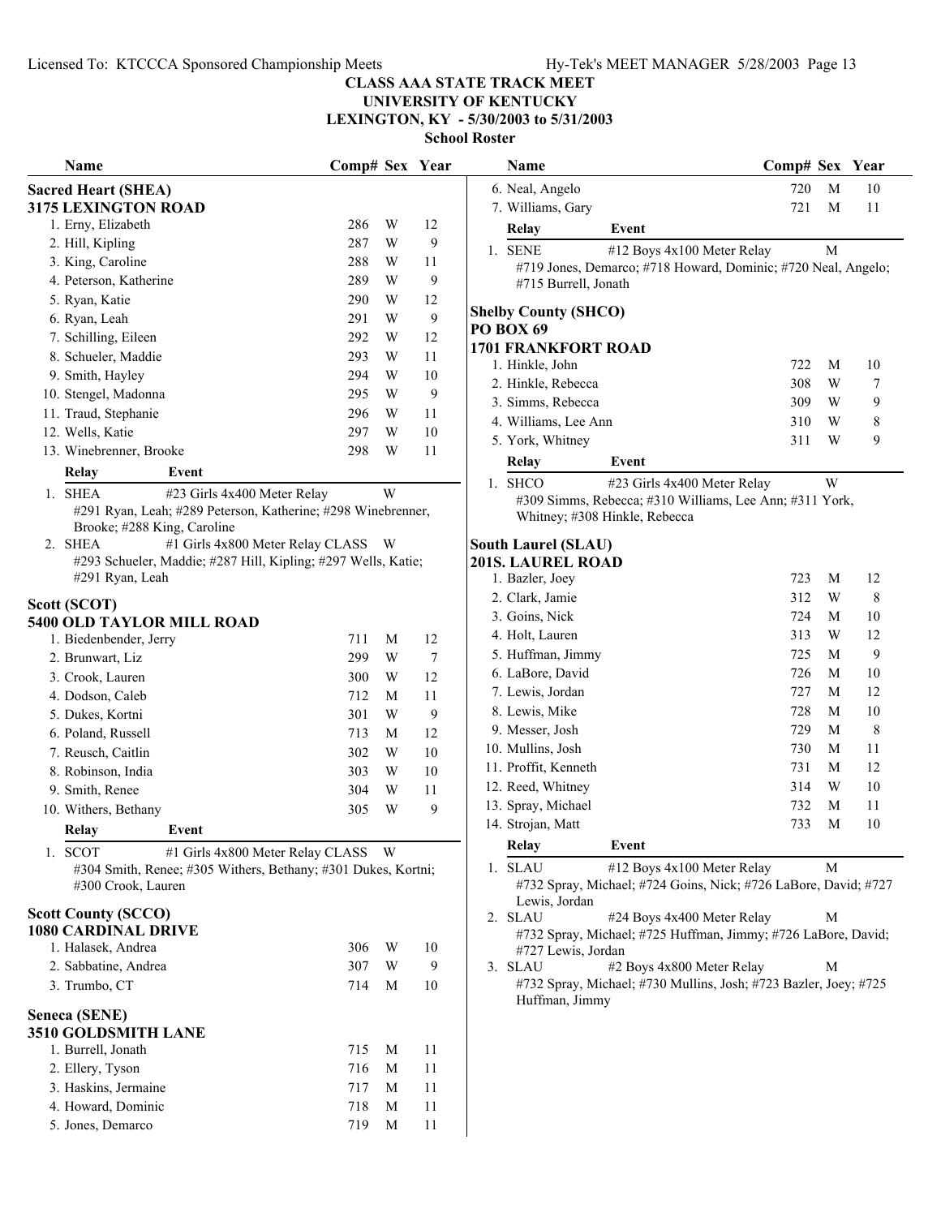# CLASS AAA STATE TRACK MEET
## UNIVERSITY OF KENTUCKY
## LEXINGTON, KY - 5/30/2003 to 5/31/2003
### School Roster

**Sacred Heart (SHEA)**
**3175 LEXINGTON ROAD**

| Name | Comp# | Sex | Year |
|---|---|---|---|
| 1. Erny, Elizabeth | 286 | W | 12 |
| 2. Hill, Kipling | 287 | W | 9 |
| 3. King, Caroline | 288 | W | 11 |
| 4. Peterson, Katherine | 289 | W | 9 |
| 5. Ryan, Katie | 290 | W | 12 |
| 6. Ryan, Leah | 291 | W | 9 |
| 7. Schilling, Eileen | 292 | W | 12 |
| 8. Schueler, Maddie | 293 | W | 11 |
| 9. Smith, Hayley | 294 | W | 10 |
| 10. Stengel, Madonna | 295 | W | 9 |
| 11. Traud, Stephanie | 296 | W | 11 |
| 12. Wells, Katie | 297 | W | 10 |
| 13. Winebrenner, Brooke | 298 | W | 11 |

| Relay | Event | |
|---|---|---|
| 1. SHEA | #23 Girls 4x400 Meter Relay | W |
| | #291 Ryan, Leah; #289 Peterson, Katherine; #298 Winebrenner, Brooke; #288 King, Caroline | |
| 2. SHEA | #1 Girls 4x800 Meter Relay CLASS | W |
| | #293 Schueler, Maddie; #287 Hill, Kipling; #297 Wells, Katie; #291 Ryan, Leah | |

**Scott (SCOT)**
**5400 OLD TAYLOR MILL ROAD**

| Name | Comp# | Sex | Year |
|---|---|---|---|
| 1. Biedenbender, Jerry | 711 | M | 12 |
| 2. Brunwart, Liz | 299 | W | 7 |
| 3. Crook, Lauren | 300 | W | 12 |
| 4. Dodson, Caleb | 712 | M | 11 |
| 5. Dukes, Kortni | 301 | W | 9 |
| 6. Poland, Russell | 713 | M | 12 |
| 7. Reusch, Caitlin | 302 | W | 10 |
| 8. Robinson, India | 303 | W | 10 |
| 9. Smith, Renee | 304 | W | 11 |
| 10. Withers, Bethany | 305 | W | 9 |

| Relay | Event | |
|---|---|---|
| 1. SCOT | #1 Girls 4x800 Meter Relay CLASS | W |
| | #304 Smith, Renee; #305 Withers, Bethany; #301 Dukes, Kortni; #300 Crook, Lauren | |

**Scott County (SCCO)**
**1080 CARDINAL DRIVE**

| Name | Comp# | Sex | Year |
|---|---|---|---|
| 1. Halasek, Andrea | 306 | W | 10 |
| 2. Sabbatine, Andrea | 307 | W | 9 |
| 3. Trumbo, CT | 714 | M | 10 |

**Seneca (SENE)**
**3510 GOLDSMITH LANE**

| Name | Comp# | Sex | Year |
|---|---|---|---|
| 1. Burrell, Jonath | 715 | M | 11 |
| 2. Ellery, Tyson | 716 | M | 11 |
| 3. Haskins, Jermaine | 717 | M | 11 |
| 4. Howard, Dominic | 718 | M | 11 |
| 5. Jones, Demarco | 719 | M | 11 |
| 6. Neal, Angelo | 720 | M | 10 |
| 7. Williams, Gary | 721 | M | 11 |

| Relay | Event | |
|---|---|---|
| 1. SENE | #12 Boys 4x100 Meter Relay | M |
| | #719 Jones, Demarco; #718 Howard, Dominic; #720 Neal, Angelo; #715 Burrell, Jonath | |

**Shelby County (SHCO)**
**PO BOX 69**
**1701 FRANKFORT ROAD**

| Name | Comp# | Sex | Year |
|---|---|---|---|
| 1. Hinkle, John | 722 | M | 10 |
| 2. Hinkle, Rebecca | 308 | W | 7 |
| 3. Simms, Rebecca | 309 | W | 9 |
| 4. Williams, Lee Ann | 310 | W | 8 |
| 5. York, Whitney | 311 | W | 9 |

| Relay | Event | |
|---|---|---|
| 1. SHCO | #23 Girls 4x400 Meter Relay | W |
| | #309 Simms, Rebecca; #310 Williams, Lee Ann; #311 York, Whitney; #308 Hinkle, Rebecca | |

**South Laurel (SLAU)**
**201S. LAUREL ROAD**

| Name | Comp# | Sex | Year |
|---|---|---|---|
| 1. Bazler, Joey | 723 | M | 12 |
| 2. Clark, Jamie | 312 | W | 8 |
| 3. Goins, Nick | 724 | M | 10 |
| 4. Holt, Lauren | 313 | W | 12 |
| 5. Huffman, Jimmy | 725 | M | 9 |
| 6. LaBore, David | 726 | M | 10 |
| 7. Lewis, Jordan | 727 | M | 12 |
| 8. Lewis, Mike | 728 | M | 10 |
| 9. Messer, Josh | 729 | M | 8 |
| 10. Mullins, Josh | 730 | M | 11 |
| 11. Proffit, Kenneth | 731 | M | 12 |
| 12. Reed, Whitney | 314 | W | 10 |
| 13. Spray, Michael | 732 | M | 11 |
| 14. Strojan, Matt | 733 | M | 10 |

| Relay | Event | |
|---|---|---|
| 1. SLAU | #12 Boys 4x100 Meter Relay | M |
| | #732 Spray, Michael; #724 Goins, Nick; #726 LaBore, David; #727 Lewis, Jordan | |
| 2. SLAU | #24 Boys 4x400 Meter Relay | M |
| | #732 Spray, Michael; #725 Huffman, Jimmy; #726 LaBore, David; #727 Lewis, Jordan | |
| 3. SLAU | #2 Boys 4x800 Meter Relay | M |
| | #732 Spray, Michael; #730 Mullins, Josh; #723 Bazler, Joey; #725 Huffman, Jimmy | |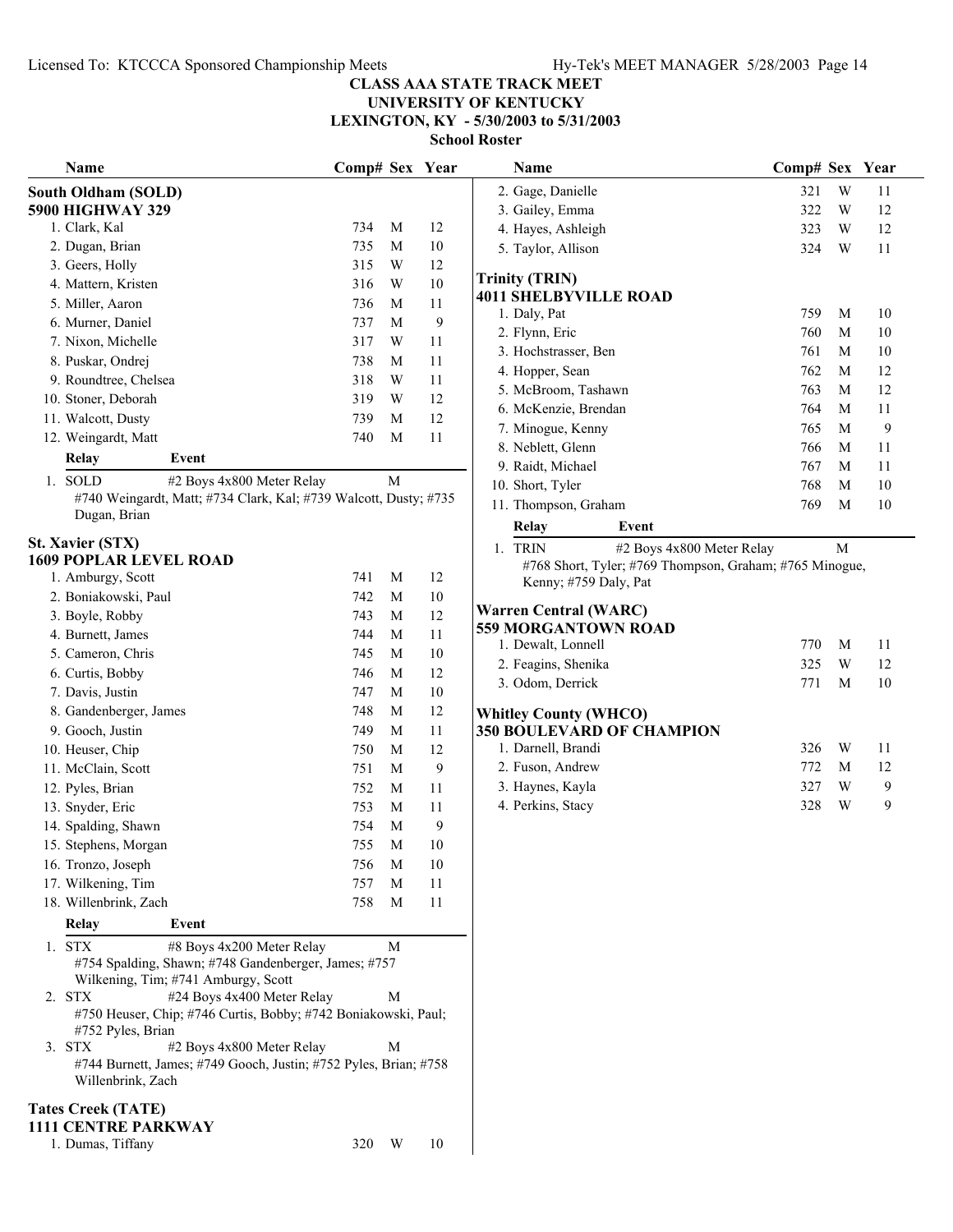# CLASS AAA STATE TRACK MEET
## UNIVERSITY OF KENTUCKY
## LEXINGTON, KY - 5/30/2003 to 5/31/2003
### School Roster

**South Oldham (SOLD)**
**5900 HIGHWAY 329**

| Name | Comp# | Sex | Year |
|---|---|---|---|
| 1. Clark, Kal | 734 | M | 12 |
| 2. Dugan, Brian | 735 | M | 10 |
| 3. Geers, Holly | 315 | W | 12 |
| 4. Mattern, Kristen | 316 | W | 10 |
| 5. Miller, Aaron | 736 | M | 11 |
| 6. Murner, Daniel | 737 | M | 9 |
| 7. Nixon, Michelle | 317 | W | 11 |
| 8. Puskar, Ondrej | 738 | M | 11 |
| 9. Roundtree, Chelsea | 318 | W | 11 |
| 10. Stoner, Deborah | 319 | W | 12 |
| 11. Walcott, Dusty | 739 | M | 12 |
| 12. Weingardt, Matt | 740 | M | 11 |

| Relay | Event | |
|---|---|---|
| 1. SOLD | #2 Boys 4x800 Meter Relay | M |

#740 Weingardt, Matt; #734 Clark, Kal; #739 Walcott, Dusty; #735 Dugan, Brian

**St. Xavier (STX)**
**1609 POPLAR LEVEL ROAD**

| Name | Comp# | Sex | Year |
|---|---|---|---|
| 1. Amburgy, Scott | 741 | M | 12 |
| 2. Boniakowski, Paul | 742 | M | 10 |
| 3. Boyle, Robby | 743 | M | 12 |
| 4. Burnett, James | 744 | M | 11 |
| 5. Cameron, Chris | 745 | M | 10 |
| 6. Curtis, Bobby | 746 | M | 12 |
| 7. Davis, Justin | 747 | M | 10 |
| 8. Gandenberger, James | 748 | M | 12 |
| 9. Gooch, Justin | 749 | M | 11 |
| 10. Heuser, Chip | 750 | M | 12 |
| 11. McClain, Scott | 751 | M | 9 |
| 12. Pyles, Brian | 752 | M | 11 |
| 13. Snyder, Eric | 753 | M | 11 |
| 14. Spalding, Shawn | 754 | M | 9 |
| 15. Stephens, Morgan | 755 | M | 10 |
| 16. Tronzo, Joseph | 756 | M | 10 |
| 17. Wilkening, Tim | 757 | M | 11 |
| 18. Willenbrink, Zach | 758 | M | 11 |

| Relay | Event | |
|---|---|---|
| 1. STX | #8 Boys 4x200 Meter Relay | M |
| 2. STX | #24 Boys 4x400 Meter Relay | M |
| 3. STX | #2 Boys 4x800 Meter Relay | M |

1. #754 Spalding, Shawn; #748 Gandenberger, James; #757 Wilkening, Tim; #741 Amburgy, Scott
2. #750 Heuser, Chip; #746 Curtis, Bobby; #742 Boniakowski, Paul; #752 Pyles, Brian
3. #744 Burnett, James; #749 Gooch, Justin; #752 Pyles, Brian; #758 Willenbrink, Zach

**Tates Creek (TATE)**
**1111 CENTRE PARKWAY**

| Name | Comp# | Sex | Year |
|---|---|---|---|
| 1. Dumas, Tiffany | 320 | W | 10 |
| 2. Gage, Danielle | 321 | W | 11 |
| 3. Gailey, Emma | 322 | W | 12 |
| 4. Hayes, Ashleigh | 323 | W | 12 |
| 5. Taylor, Allison | 324 | W | 11 |

**Trinity (TRIN)**
**4011 SHELBYVILLE ROAD**

| Name | Comp# | Sex | Year |
|---|---|---|---|
| 1. Daly, Pat | 759 | M | 10 |
| 2. Flynn, Eric | 760 | M | 10 |
| 3. Hochstrasser, Ben | 761 | M | 10 |
| 4. Hopper, Sean | 762 | M | 12 |
| 5. McBroom, Tashawn | 763 | M | 12 |
| 6. McKenzie, Brendan | 764 | M | 11 |
| 7. Minogue, Kenny | 765 | M | 9 |
| 8. Neblett, Glenn | 766 | M | 11 |
| 9. Raidt, Michael | 767 | M | 11 |
| 10. Short, Tyler | 768 | M | 10 |
| 11. Thompson, Graham | 769 | M | 10 |

| Relay | Event | |
|---|---|---|
| 1. TRIN | #2 Boys 4x800 Meter Relay | M |

#768 Short, Tyler; #769 Thompson, Graham; #765 Minogue, Kenny; #759 Daly, Pat

**Warren Central (WARC)**
**559 MORGANTOWN ROAD**

| Name | Comp# | Sex | Year |
|---|---|---|---|
| 1. Dewalt, Lonnell | 770 | M | 11 |
| 2. Feagins, Shenika | 325 | W | 12 |
| 3. Odom, Derrick | 771 | M | 10 |

**Whitley County (WHCO)**
**350 BOULEVARD OF CHAMPION**

| Name | Comp# | Sex | Year |
|---|---|---|---|
| 1. Darnell, Brandi | 326 | W | 11 |
| 2. Fuson, Andrew | 772 | M | 12 |
| 3. Haynes, Kayla | 327 | W | 9 |
| 4. Perkins, Stacy | 328 | W | 9 |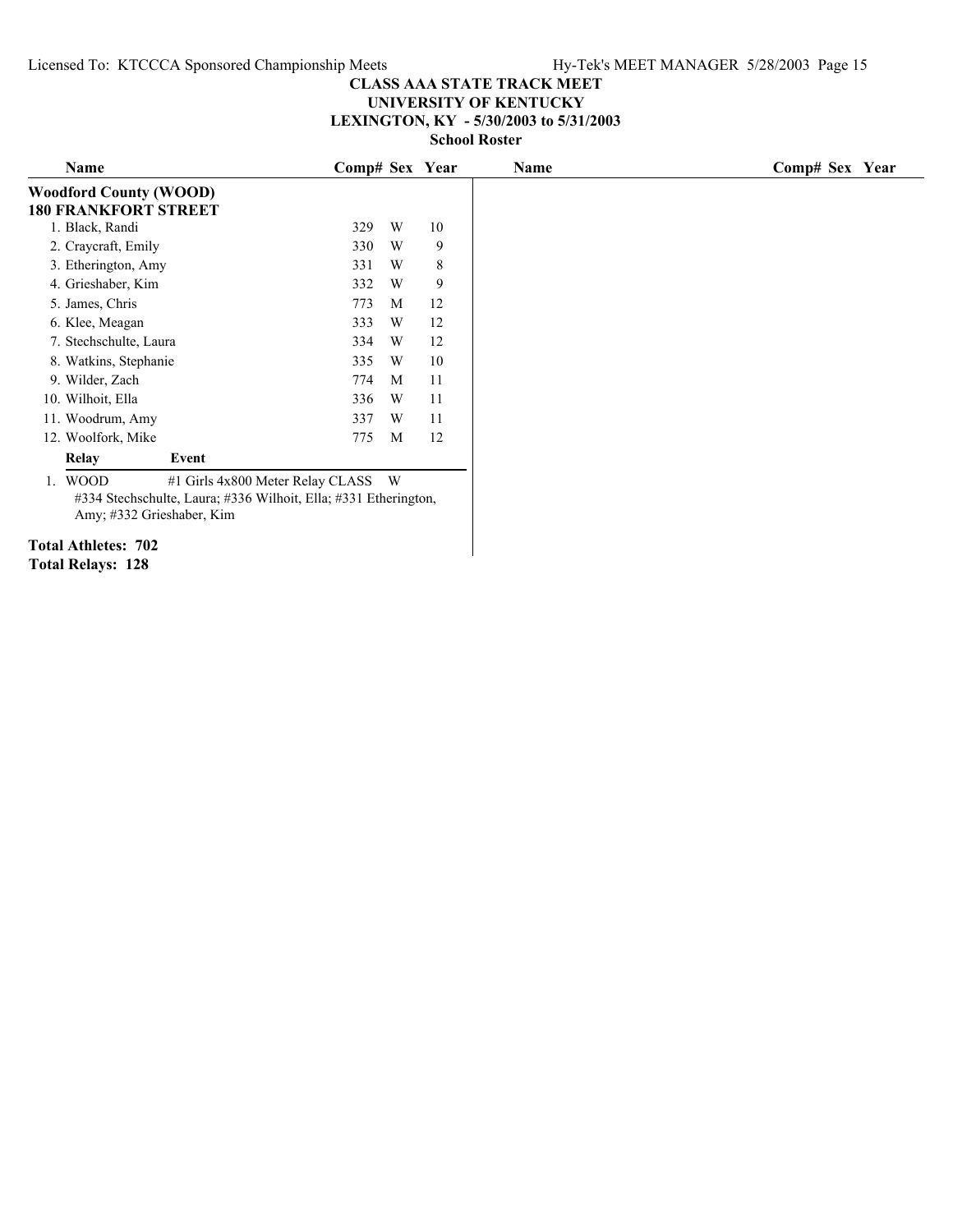# CLASS AAA STATE TRACK MEET
## UNIVERSITY OF KENTUCKY
## LEXINGTON, KY - 5/30/2003 to 5/31/2003
### School Roster

**Woodford County (WOOD)**
**180 FRANKFORT STREET**

| Name | Comp# | Sex | Year |
|---|---|---|---|
| 1. Black, Randi | 329 | W | 10 |
| 2. Craycraft, Emily | 330 | W | 9 |
| 3. Etherington, Amy | 331 | W | 8 |
| 4. Grieshaber, Kim | 332 | W | 9 |
| 5. James, Chris | 773 | M | 12 |
| 6. Klee, Meagan | 333 | W | 12 |
| 7. Stechschulte, Laura | 334 | W | 12 |
| 8. Watkins, Stephanie | 335 | W | 10 |
| 9. Wilder, Zach | 774 | M | 11 |
| 10. Wilhoit, Ella | 336 | W | 11 |
| 11. Woodrum, Amy | 337 | W | 11 |
| 12. Woolfork, Mike | 775 | M | 12 |

| Relay | Event | |
|---|---|---|
| 1. WOOD | #1 Girls 4x800 Meter Relay CLASS | W |

#334 Stechschulte, Laura; #336 Wilhoit, Ella; #331 Etherington, Amy; #332 Grieshaber, Kim

**Total Athletes: 702**
**Total Relays: 128**